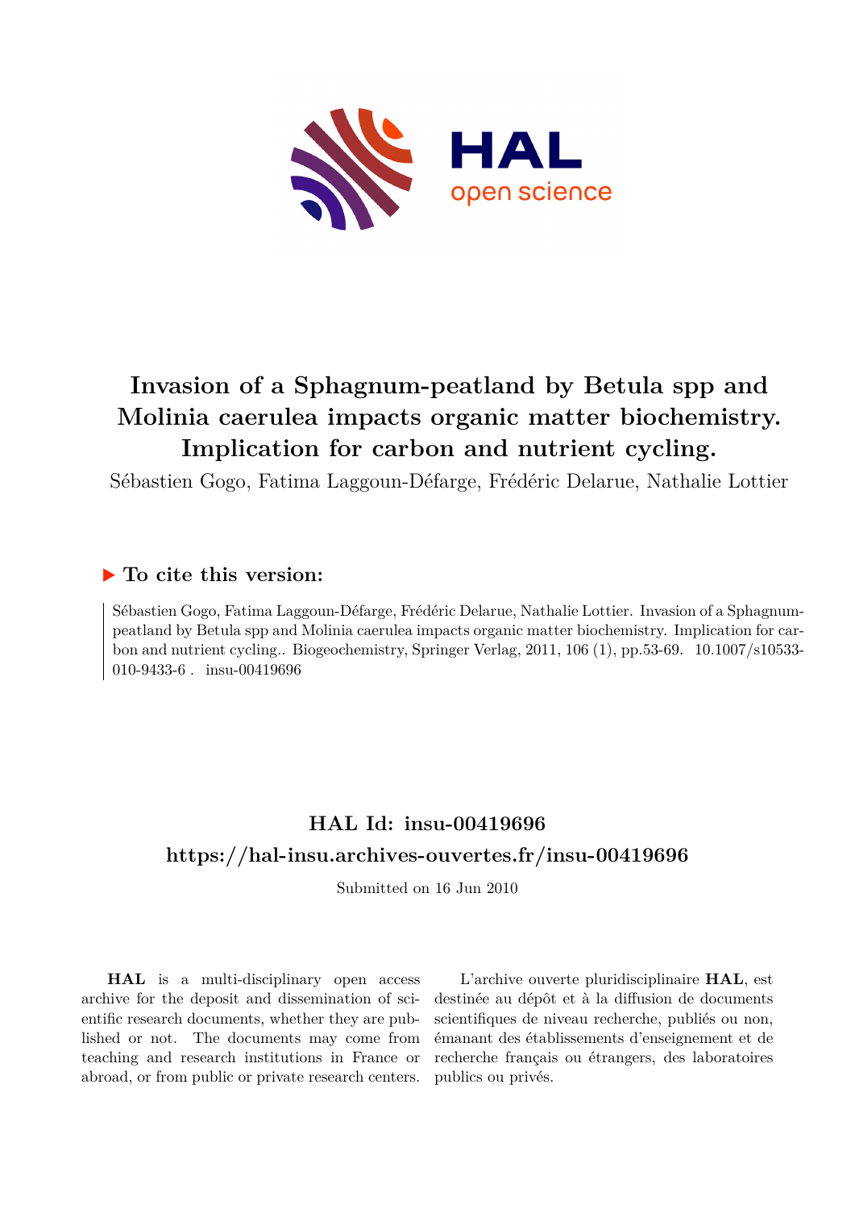# Invasion of a Sphagnum-peatland by Betula spp and Molinia caerulea impacts organic matter biochemistry. Implication for carbon and nutrient cycling.

Sébastien Gogo, Fatima Laggoun-Défarge, Frédéric Delarue, Nathalie Lottier

## ▶ To cite this version:

Sébastien Gogo, Fatima Laggoun-Défarge, Frédéric Delarue, Nathalie Lottier. Invasion of a Sphagnum-peatland by Betula spp and Molinia caerulea impacts organic matter biochemistry. Implication for carbon and nutrient cycling.. Biogeochemistry, Springer Verlag, 2011, 106 (1), pp.53-69. 10.1007/s10533-010-9433-6 . insu-00419696

## HAL Id: insu-00419696

## https://hal-insu.archives-ouvertes.fr/insu-00419696

Submitted on 16 Jun 2010

**HAL** is a multi-disciplinary open access archive for the deposit and dissemination of scientific research documents, whether they are published or not. The documents may come from teaching and research institutions in France or abroad, or from public or private research centers.

L'archive ouverte pluridisciplinaire **HAL**, est destinée au dépôt et à la diffusion de documents scientifiques de niveau recherche, publiés ou non, émanant des établissements d'enseignement et de recherche français ou étrangers, des laboratoires publics ou privés.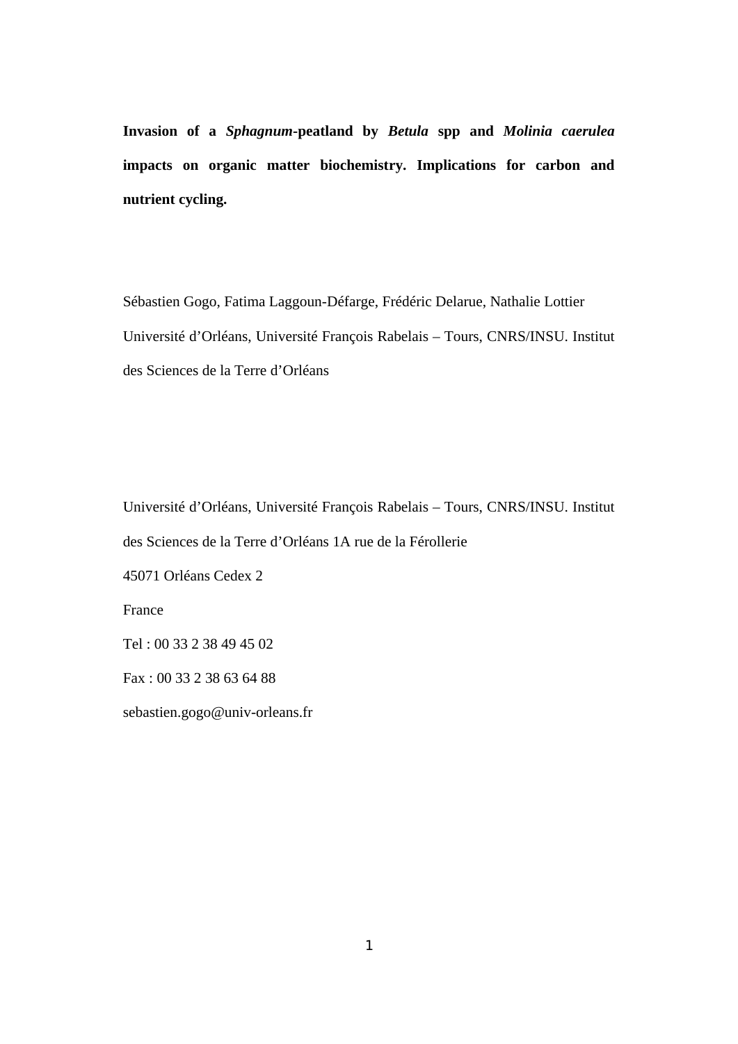**Invasion of a *Sphagnum*-peatland by *Betula* spp and *Molinia caerulea* impacts on organic matter biochemistry. Implications for carbon and nutrient cycling.**

Sébastien Gogo, Fatima Laggoun-Défarge, Frédéric Delarue, Nathalie Lottier

Université d'Orléans, Université François Rabelais – Tours, CNRS/INSU. Institut des Sciences de la Terre d'Orléans

Université d'Orléans, Université François Rabelais – Tours, CNRS/INSU. Institut des Sciences de la Terre d'Orléans 1A rue de la Férollerie

45071 Orléans Cedex 2

France

Tel : 00 33 2 38 49 45 02

Fax : 00 33 2 38 63 64 88

sebastien.gogo@univ-orleans.fr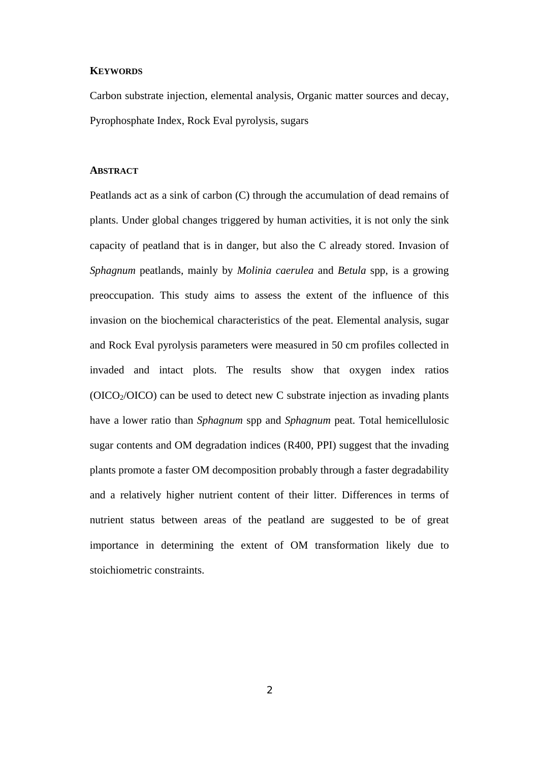## KEYWORDS

Carbon substrate injection, elemental analysis, Organic matter sources and decay, Pyrophosphate Index, Rock Eval pyrolysis, sugars

## ABSTRACT

Peatlands act as a sink of carbon (C) through the accumulation of dead remains of plants. Under global changes triggered by human activities, it is not only the sink capacity of peatland that is in danger, but also the C already stored. Invasion of *Sphagnum* peatlands, mainly by *Molinia caerulea* and *Betula* spp, is a growing preoccupation. This study aims to assess the extent of the influence of this invasion on the biochemical characteristics of the peat. Elemental analysis, sugar and Rock Eval pyrolysis parameters were measured in 50 cm profiles collected in invaded and intact plots. The results show that oxygen index ratios ($OICO_2$/OICO) can be used to detect new C substrate injection as invading plants have a lower ratio than *Sphagnum* spp and *Sphagnum* peat. Total hemicellulosic sugar contents and OM degradation indices (R400, PPI) suggest that the invading plants promote a faster OM decomposition probably through a faster degradability and a relatively higher nutrient content of their litter. Differences in terms of nutrient status between areas of the peatland are suggested to be of great importance in determining the extent of OM transformation likely due to stoichiometric constraints.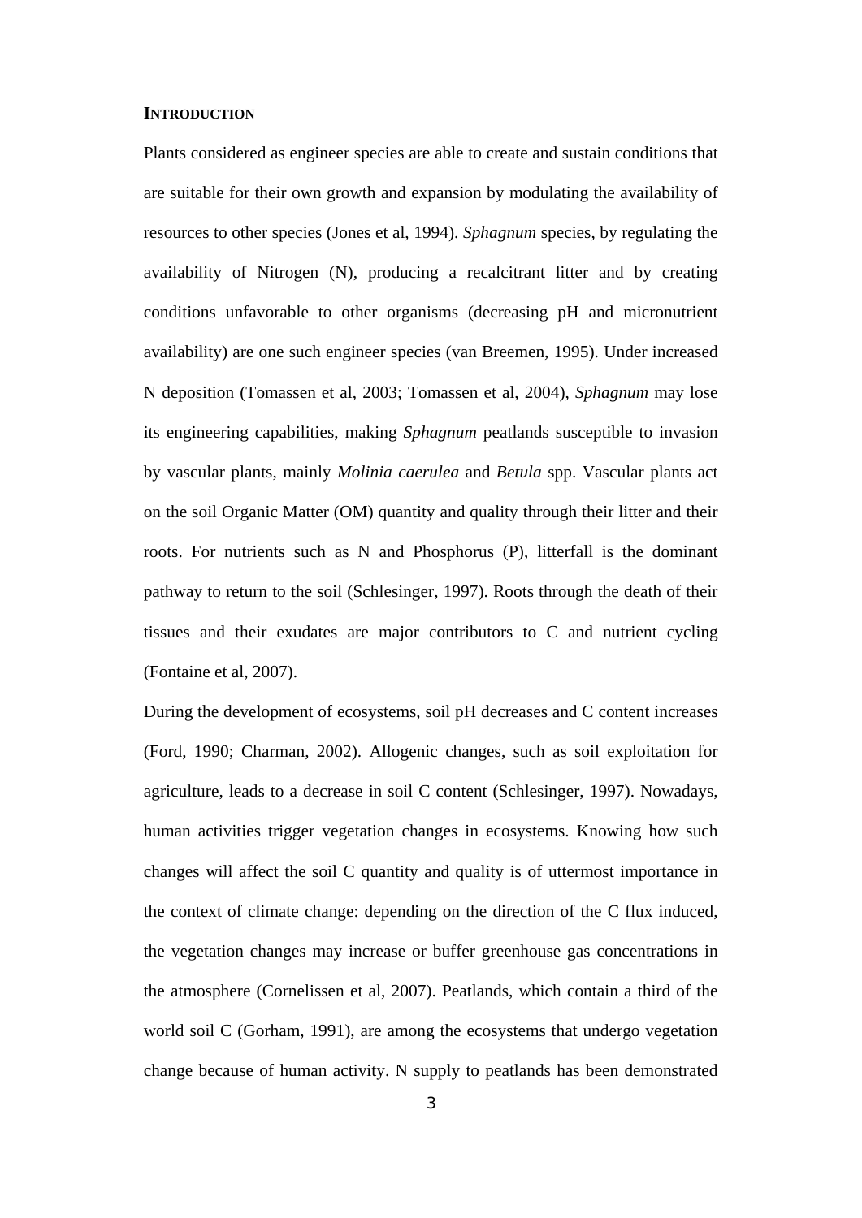## INTRODUCTION

Plants considered as engineer species are able to create and sustain conditions that are suitable for their own growth and expansion by modulating the availability of resources to other species (Jones et al, 1994). *Sphagnum* species, by regulating the availability of Nitrogen (N), producing a recalcitrant litter and by creating conditions unfavorable to other organisms (decreasing pH and micronutrient availability) are one such engineer species (van Breemen, 1995). Under increased N deposition (Tomassen et al, 2003; Tomassen et al, 2004), *Sphagnum* may lose its engineering capabilities, making *Sphagnum* peatlands susceptible to invasion by vascular plants, mainly *Molinia caerulea* and *Betula* spp. Vascular plants act on the soil Organic Matter (OM) quantity and quality through their litter and their roots. For nutrients such as N and Phosphorus (P), litterfall is the dominant pathway to return to the soil (Schlesinger, 1997). Roots through the death of their tissues and their exudates are major contributors to C and nutrient cycling (Fontaine et al, 2007).

During the development of ecosystems, soil pH decreases and C content increases (Ford, 1990; Charman, 2002). Allogenic changes, such as soil exploitation for agriculture, leads to a decrease in soil C content (Schlesinger, 1997). Nowadays, human activities trigger vegetation changes in ecosystems. Knowing how such changes will affect the soil C quantity and quality is of uttermost importance in the context of climate change: depending on the direction of the C flux induced, the vegetation changes may increase or buffer greenhouse gas concentrations in the atmosphere (Cornelissen et al, 2007). Peatlands, which contain a third of the world soil C (Gorham, 1991), are among the ecosystems that undergo vegetation change because of human activity. N supply to peatlands has been demonstrated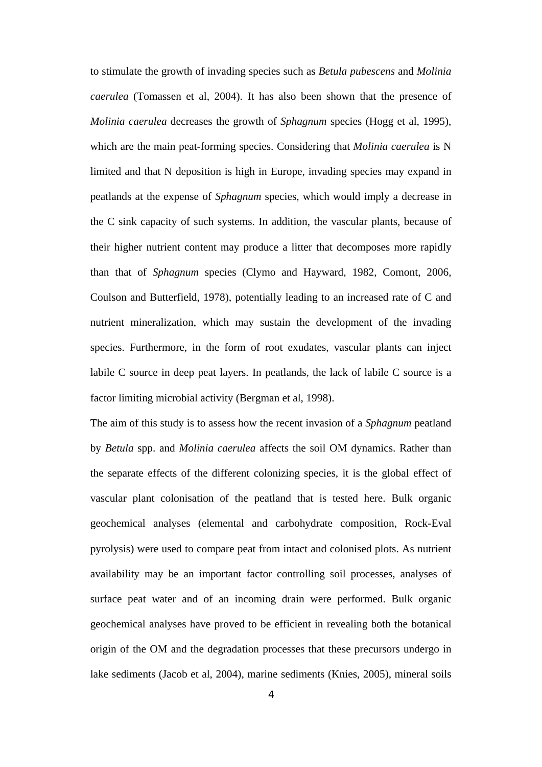to stimulate the growth of invading species such as *Betula pubescens* and *Molinia caerulea* (Tomassen et al, 2004). It has also been shown that the presence of *Molinia caerulea* decreases the growth of *Sphagnum* species (Hogg et al, 1995), which are the main peat-forming species. Considering that *Molinia caerulea* is N limited and that N deposition is high in Europe, invading species may expand in peatlands at the expense of *Sphagnum* species, which would imply a decrease in the C sink capacity of such systems. In addition, the vascular plants, because of their higher nutrient content may produce a litter that decomposes more rapidly than that of *Sphagnum* species (Clymo and Hayward, 1982, Comont, 2006, Coulson and Butterfield, 1978), potentially leading to an increased rate of C and nutrient mineralization, which may sustain the development of the invading species. Furthermore, in the form of root exudates, vascular plants can inject labile C source in deep peat layers. In peatlands, the lack of labile C source is a factor limiting microbial activity (Bergman et al, 1998).

The aim of this study is to assess how the recent invasion of a *Sphagnum* peatland by *Betula* spp. and *Molinia caerulea* affects the soil OM dynamics. Rather than the separate effects of the different colonizing species, it is the global effect of vascular plant colonisation of the peatland that is tested here. Bulk organic geochemical analyses (elemental and carbohydrate composition, Rock-Eval pyrolysis) were used to compare peat from intact and colonised plots. As nutrient availability may be an important factor controlling soil processes, analyses of surface peat water and of an incoming drain were performed. Bulk organic geochemical analyses have proved to be efficient in revealing both the botanical origin of the OM and the degradation processes that these precursors undergo in lake sediments (Jacob et al, 2004), marine sediments (Knies, 2005), mineral soils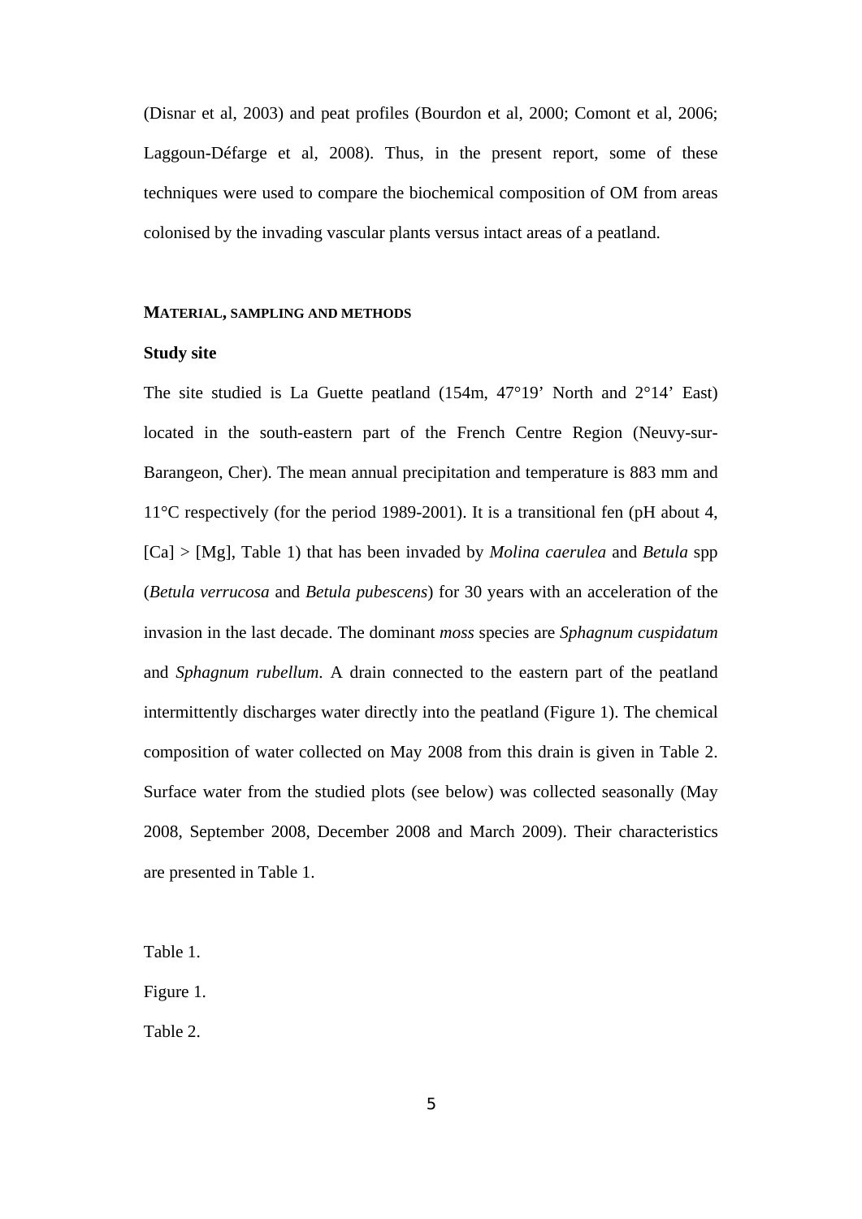(Disnar et al, 2003) and peat profiles (Bourdon et al, 2000; Comont et al, 2006; Laggoun-Défarge et al, 2008). Thus, in the present report, some of these techniques were used to compare the biochemical composition of OM from areas colonised by the invading vascular plants versus intact areas of a peatland.

## MATERIAL, SAMPLING AND METHODS

### Study site

The site studied is La Guette peatland (154m, 47°19' North and 2°14' East) located in the south-eastern part of the French Centre Region (Neuvy-sur-Barangeon, Cher). The mean annual precipitation and temperature is 883 mm and 11°C respectively (for the period 1989-2001). It is a transitional fen (pH about 4, [Ca] > [Mg], Table 1) that has been invaded by *Molina caerulea* and *Betula* spp (*Betula verrucosa* and *Betula pubescens*) for 30 years with an acceleration of the invasion in the last decade. The dominant *moss* species are *Sphagnum cuspidatum* and *Sphagnum rubellum*. A drain connected to the eastern part of the peatland intermittently discharges water directly into the peatland (Figure 1). The chemical composition of water collected on May 2008 from this drain is given in Table 2. Surface water from the studied plots (see below) was collected seasonally (May 2008, September 2008, December 2008 and March 2009). Their characteristics are presented in Table 1.

Table 1.

Figure 1.

Table 2.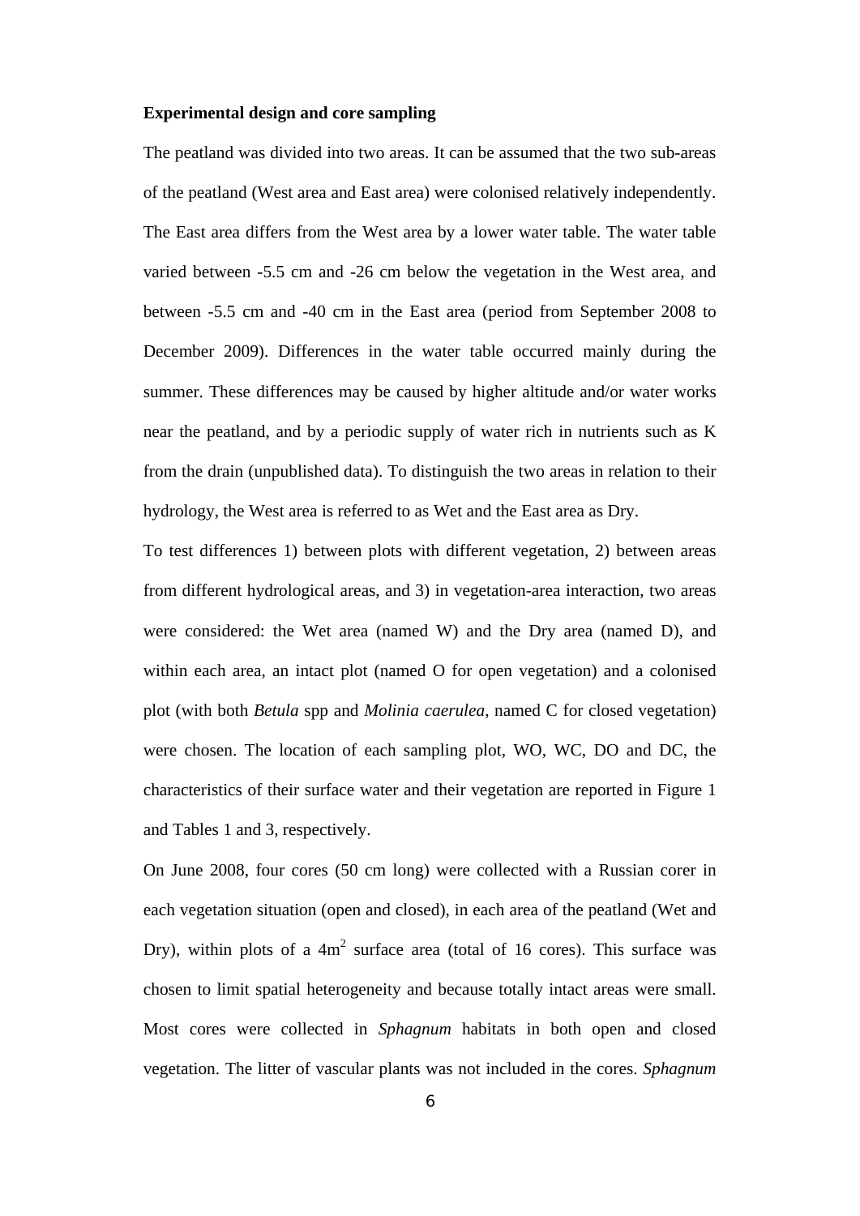**Experimental design and core sampling**

The peatland was divided into two areas. It can be assumed that the two sub-areas of the peatland (West area and East area) were colonised relatively independently. The East area differs from the West area by a lower water table. The water table varied between -5.5 cm and -26 cm below the vegetation in the West area, and between -5.5 cm and -40 cm in the East area (period from September 2008 to December 2009). Differences in the water table occurred mainly during the summer. These differences may be caused by higher altitude and/or water works near the peatland, and by a periodic supply of water rich in nutrients such as K from the drain (unpublished data). To distinguish the two areas in relation to their hydrology, the West area is referred to as Wet and the East area as Dry.

To test differences 1) between plots with different vegetation, 2) between areas from different hydrological areas, and 3) in vegetation-area interaction, two areas were considered: the Wet area (named W) and the Dry area (named D), and within each area, an intact plot (named O for open vegetation) and a colonised plot (with both *Betula* spp and *Molinia caerulea*, named C for closed vegetation) were chosen. The location of each sampling plot, WO, WC, DO and DC, the characteristics of their surface water and their vegetation are reported in Figure 1 and Tables 1 and 3, respectively.

On June 2008, four cores (50 cm long) were collected with a Russian corer in each vegetation situation (open and closed), in each area of the peatland (Wet and Dry), within plots of a 4m$^2$ surface area (total of 16 cores). This surface was chosen to limit spatial heterogeneity and because totally intact areas were small. Most cores were collected in *Sphagnum* habitats in both open and closed vegetation. The litter of vascular plants was not included in the cores. *Sphagnum*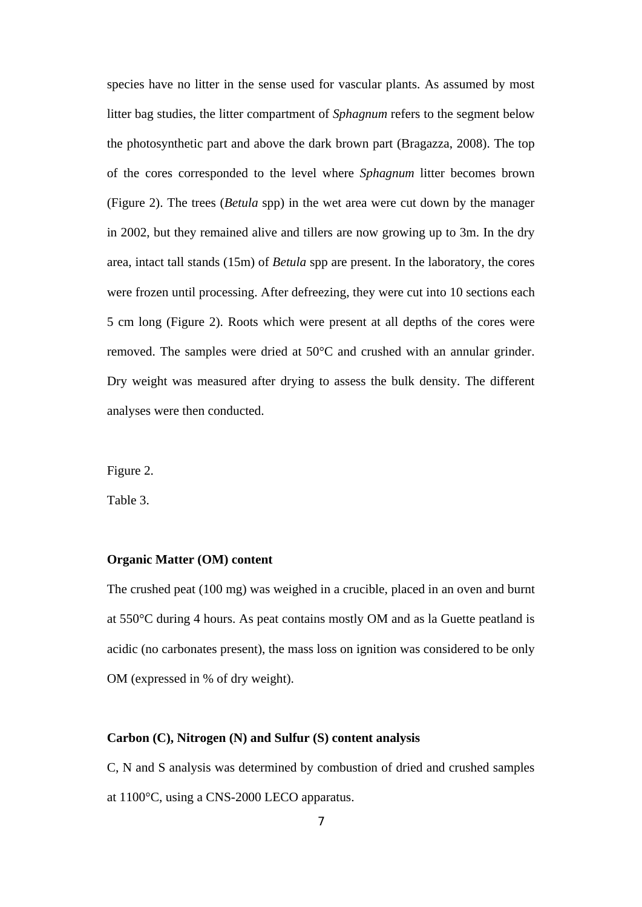species have no litter in the sense used for vascular plants. As assumed by most litter bag studies, the litter compartment of *Sphagnum* refers to the segment below the photosynthetic part and above the dark brown part (Bragazza, 2008). The top of the cores corresponded to the level where *Sphagnum* litter becomes brown (Figure 2). The trees (*Betula* spp) in the wet area were cut down by the manager in 2002, but they remained alive and tillers are now growing up to 3m. In the dry area, intact tall stands (15m) of *Betula* spp are present. In the laboratory, the cores were frozen until processing. After defreezing, they were cut into 10 sections each 5 cm long (Figure 2). Roots which were present at all depths of the cores were removed. The samples were dried at 50°C and crushed with an annular grinder. Dry weight was measured after drying to assess the bulk density. The different analyses were then conducted.

Figure 2.

Table 3.

**Organic Matter (OM) content**

The crushed peat (100 mg) was weighed in a crucible, placed in an oven and burnt at 550°C during 4 hours. As peat contains mostly OM and as la Guette peatland is acidic (no carbonates present), the mass loss on ignition was considered to be only OM (expressed in % of dry weight).

**Carbon (C), Nitrogen (N) and Sulfur (S) content analysis**

C, N and S analysis was determined by combustion of dried and crushed samples at 1100°C, using a CNS-2000 LECO apparatus.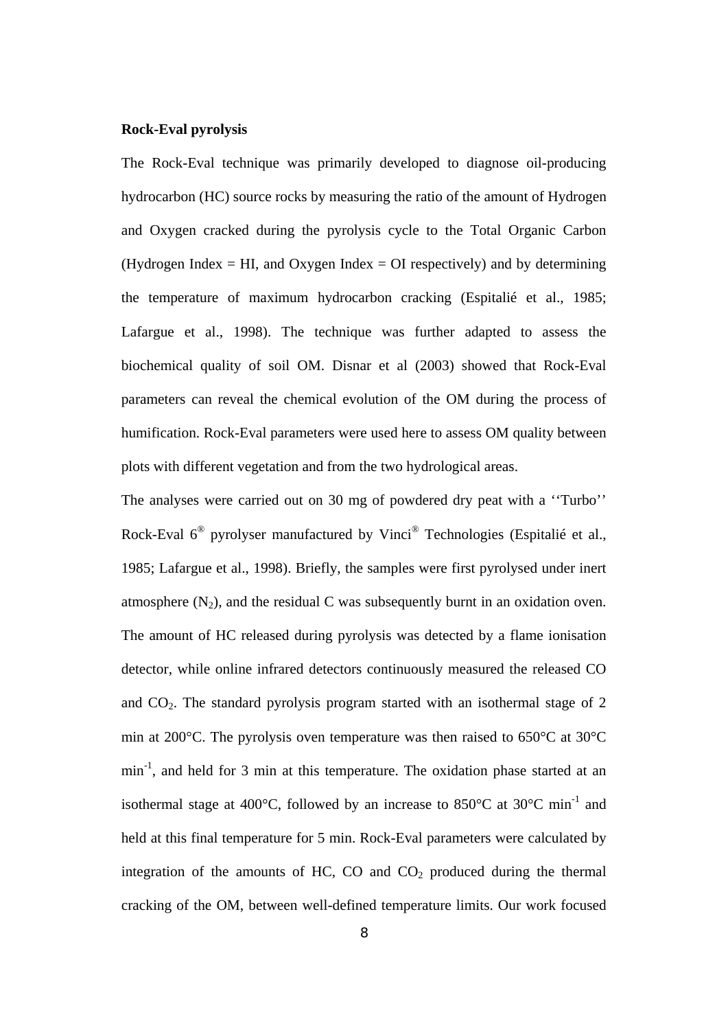**Rock-Eval pyrolysis**

The Rock-Eval technique was primarily developed to diagnose oil-producing hydrocarbon (HC) source rocks by measuring the ratio of the amount of Hydrogen and Oxygen cracked during the pyrolysis cycle to the Total Organic Carbon (Hydrogen Index = HI, and Oxygen Index = OI respectively) and by determining the temperature of maximum hydrocarbon cracking (Espitalié et al., 1985; Lafargue et al., 1998). The technique was further adapted to assess the biochemical quality of soil OM. Disnar et al (2003) showed that Rock-Eval parameters can reveal the chemical evolution of the OM during the process of humification. Rock-Eval parameters were used here to assess OM quality between plots with different vegetation and from the two hydrological areas.

The analyses were carried out on 30 mg of powdered dry peat with a ''Turbo'' Rock-Eval 6® pyrolyser manufactured by Vinci® Technologies (Espitalié et al., 1985; Lafargue et al., 1998). Briefly, the samples were first pyrolysed under inert atmosphere ($N_2$), and the residual C was subsequently burnt in an oxidation oven. The amount of HC released during pyrolysis was detected by a flame ionisation detector, while online infrared detectors continuously measured the released CO and $CO_2$. The standard pyrolysis program started with an isothermal stage of 2 min at 200°C. The pyrolysis oven temperature was then raised to 650°C at 30°C $min^{-1}$, and held for 3 min at this temperature. The oxidation phase started at an isothermal stage at 400°C, followed by an increase to 850°C at 30°C $min^{-1}$ and held at this final temperature for 5 min. Rock-Eval parameters were calculated by integration of the amounts of HC, CO and $CO_2$ produced during the thermal cracking of the OM, between well-defined temperature limits. Our work focused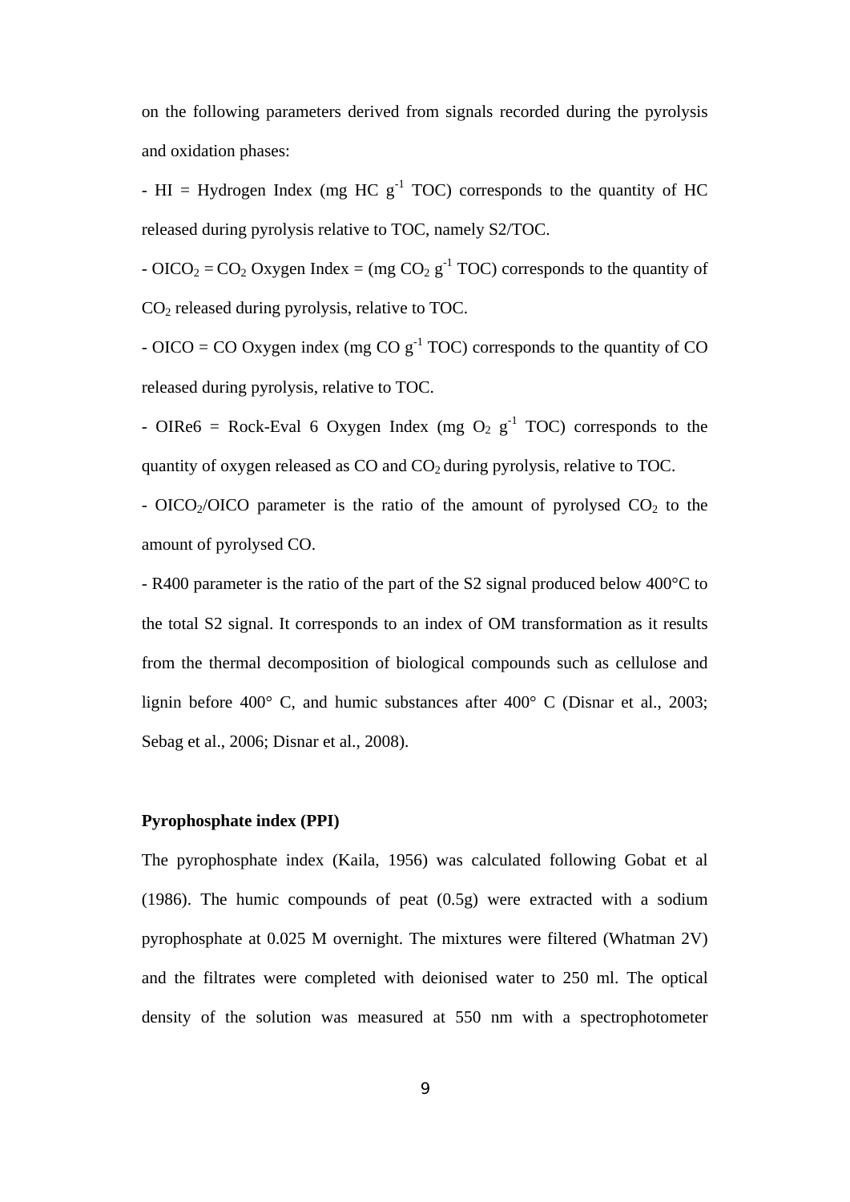on the following parameters derived from signals recorded during the pyrolysis and oxidation phases:

- HI = Hydrogen Index (mg HC $g^{-1}$ TOC) corresponds to the quantity of HC released during pyrolysis relative to TOC, namely S2/TOC.

- $OICO_2$ = $CO_2$ Oxygen Index = (mg $CO_2$ $g^{-1}$ TOC) corresponds to the quantity of $CO_2$ released during pyrolysis, relative to TOC.

- OICO = CO Oxygen index (mg CO $g^{-1}$ TOC) corresponds to the quantity of CO released during pyrolysis, relative to TOC.

- OIRe6 = Rock-Eval 6 Oxygen Index (mg $O_2$ $g^{-1}$ TOC) corresponds to the quantity of oxygen released as CO and $CO_2$ during pyrolysis, relative to TOC.

- $OICO_2$/OICO parameter is the ratio of the amount of pyrolysed $CO_2$ to the amount of pyrolysed CO.

- R400 parameter is the ratio of the part of the S2 signal produced below 400°C to the total S2 signal. It corresponds to an index of OM transformation as it results from the thermal decomposition of biological compounds such as cellulose and lignin before 400° C, and humic substances after 400° C (Disnar et al., 2003; Sebag et al., 2006; Disnar et al., 2008).

**Pyrophosphate index (PPI)**

The pyrophosphate index (Kaila, 1956) was calculated following Gobat et al (1986). The humic compounds of peat (0.5g) were extracted with a sodium pyrophosphate at 0.025 M overnight. The mixtures were filtered (Whatman 2V) and the filtrates were completed with deionised water to 250 ml. The optical density of the solution was measured at 550 nm with a spectrophotometer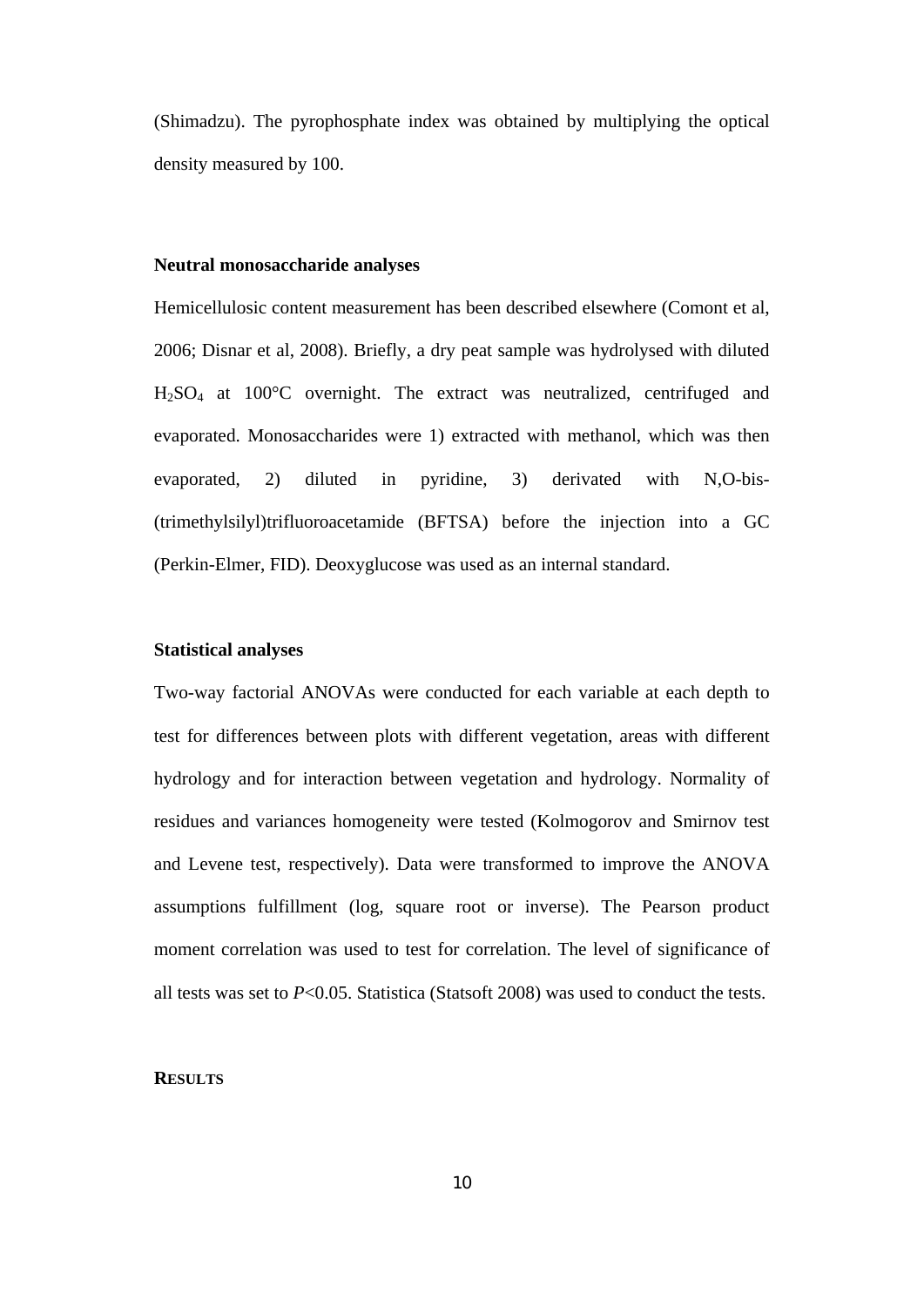(Shimadzu). The pyrophosphate index was obtained by multiplying the optical density measured by 100.

### Neutral monosaccharide analyses

Hemicellulosic content measurement has been described elsewhere (Comont et al, 2006; Disnar et al, 2008). Briefly, a dry peat sample was hydrolysed with diluted $H_2SO_4$ at 100°C overnight. The extract was neutralized, centrifuged and evaporated. Monosaccharides were 1) extracted with methanol, which was then evaporated, 2) diluted in pyridine, 3) derivated with N,O-bis-(trimethylsilyl)trifluoroacetamide (BFTSA) before the injection into a GC (Perkin-Elmer, FID). Deoxyglucose was used as an internal standard.

### Statistical analyses

Two-way factorial ANOVAs were conducted for each variable at each depth to test for differences between plots with different vegetation, areas with different hydrology and for interaction between vegetation and hydrology. Normality of residues and variances homogeneity were tested (Kolmogorov and Smirnov test and Levene test, respectively). Data were transformed to improve the ANOVA assumptions fulfillment (log, square root or inverse). The Pearson product moment correlation was used to test for correlation. The level of significance of all tests was set to $P<0.05$. Statistica (Statsoft 2008) was used to conduct the tests.

## RESULTS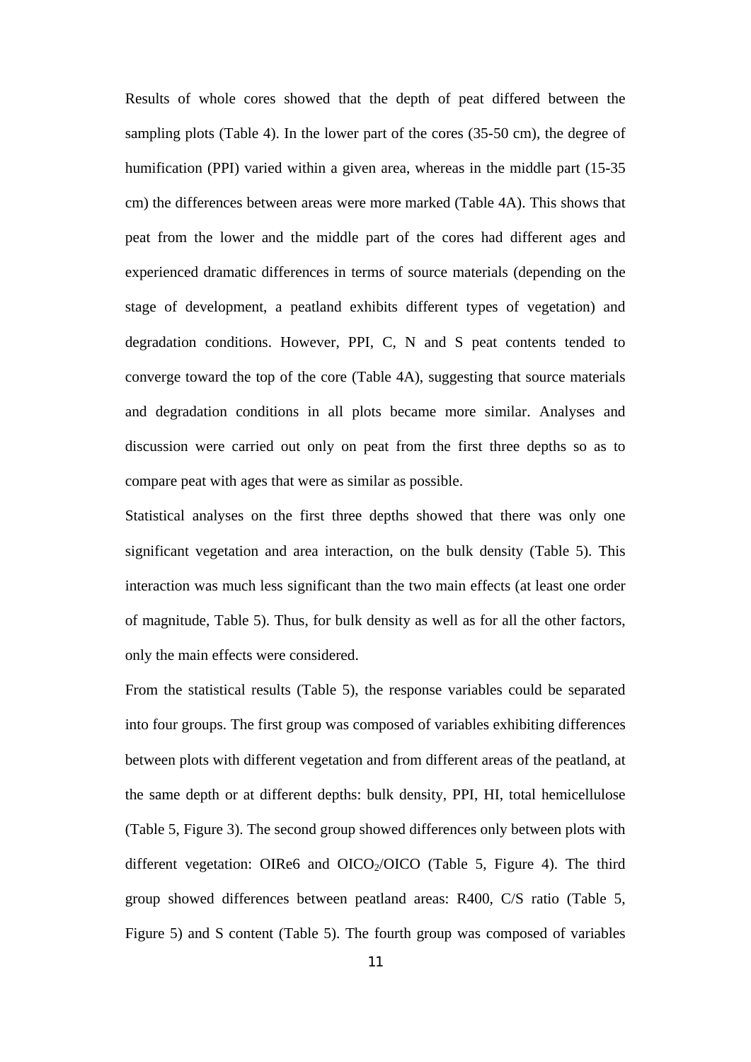Results of whole cores showed that the depth of peat differed between the sampling plots (Table 4). In the lower part of the cores (35-50 cm), the degree of humification (PPI) varied within a given area, whereas in the middle part (15-35 cm) the differences between areas were more marked (Table 4A). This shows that peat from the lower and the middle part of the cores had different ages and experienced dramatic differences in terms of source materials (depending on the stage of development, a peatland exhibits different types of vegetation) and degradation conditions. However, PPI, C, N and S peat contents tended to converge toward the top of the core (Table 4A), suggesting that source materials and degradation conditions in all plots became more similar. Analyses and discussion were carried out only on peat from the first three depths so as to compare peat with ages that were as similar as possible.

Statistical analyses on the first three depths showed that there was only one significant vegetation and area interaction, on the bulk density (Table 5). This interaction was much less significant than the two main effects (at least one order of magnitude, Table 5). Thus, for bulk density as well as for all the other factors, only the main effects were considered.

From the statistical results (Table 5), the response variables could be separated into four groups. The first group was composed of variables exhibiting differences between plots with different vegetation and from different areas of the peatland, at the same depth or at different depths: bulk density, PPI, HI, total hemicellulose (Table 5, Figure 3). The second group showed differences only between plots with different vegetation: OIRe6 and $OICO_2$/OICO (Table 5, Figure 4). The third group showed differences between peatland areas: R400, C/S ratio (Table 5, Figure 5) and S content (Table 5). The fourth group was composed of variables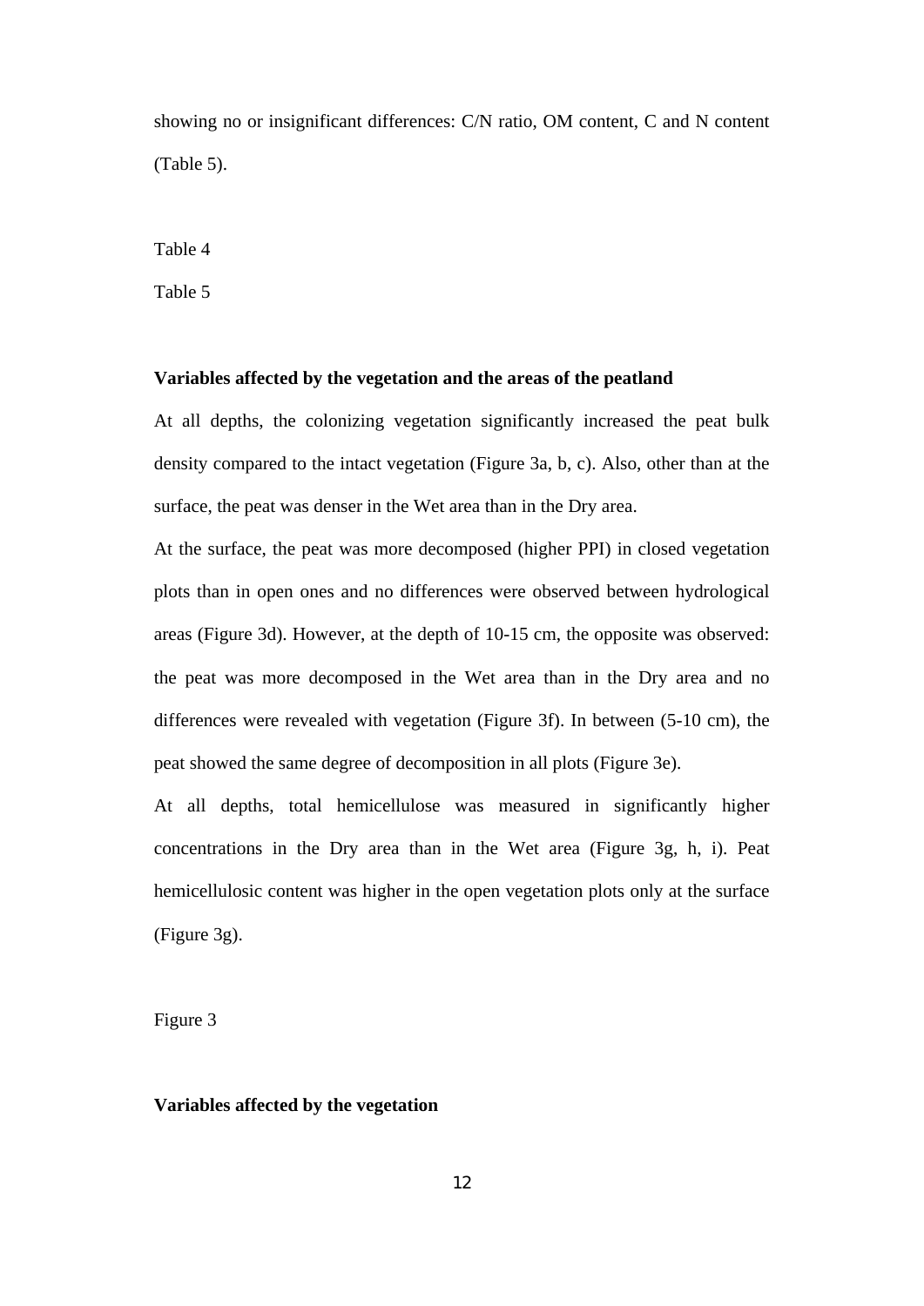showing no or insignificant differences: C/N ratio, OM content, C and N content (Table 5).

Table 4

Table 5

**Variables affected by the vegetation and the areas of the peatland**

At all depths, the colonizing vegetation significantly increased the peat bulk density compared to the intact vegetation (Figure 3a, b, c). Also, other than at the surface, the peat was denser in the Wet area than in the Dry area.

At the surface, the peat was more decomposed (higher PPI) in closed vegetation plots than in open ones and no differences were observed between hydrological areas (Figure 3d). However, at the depth of 10-15 cm, the opposite was observed: the peat was more decomposed in the Wet area than in the Dry area and no differences were revealed with vegetation (Figure 3f). In between (5-10 cm), the peat showed the same degree of decomposition in all plots (Figure 3e).

At all depths, total hemicellulose was measured in significantly higher concentrations in the Dry area than in the Wet area (Figure 3g, h, i). Peat hemicellulosic content was higher in the open vegetation plots only at the surface (Figure 3g).

Figure 3

**Variables affected by the vegetation**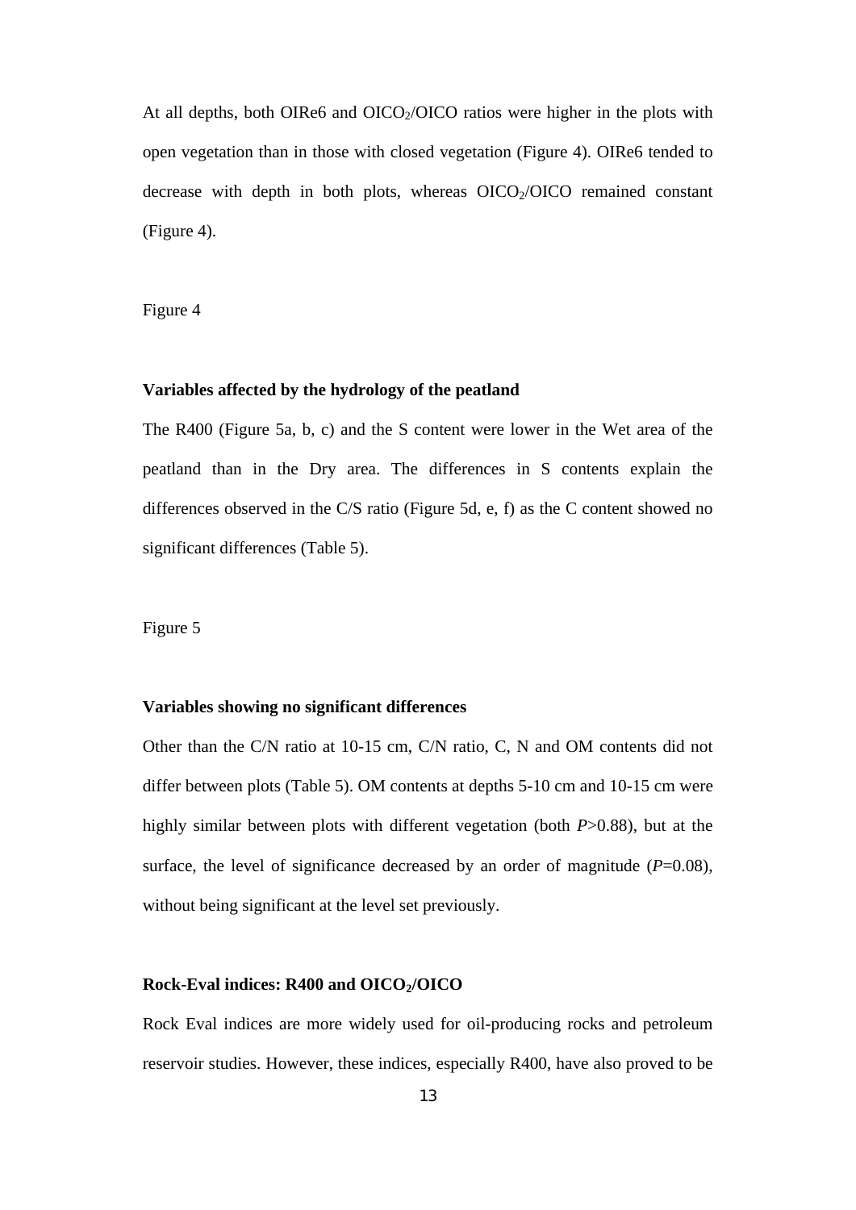At all depths, both OIRe6 and $OICO_2/OICO$ ratios were higher in the plots with open vegetation than in those with closed vegetation (Figure 4). OIRe6 tended to decrease with depth in both plots, whereas $OICO_2/OICO$ remained constant (Figure 4).

Figure 4

**Variables affected by the hydrology of the peatland**

The R400 (Figure 5a, b, c) and the S content were lower in the Wet area of the peatland than in the Dry area. The differences in S contents explain the differences observed in the C/S ratio (Figure 5d, e, f) as the C content showed no significant differences (Table 5).

Figure 5

**Variables showing no significant differences**

Other than the C/N ratio at 10-15 cm, C/N ratio, C, N and OM contents did not differ between plots (Table 5). OM contents at depths 5-10 cm and 10-15 cm were highly similar between plots with different vegetation (both $P>0.88$), but at the surface, the level of significance decreased by an order of magnitude ($P=0.08$), without being significant at the level set previously.

**Rock-Eval indices: R400 and $OICO_2/OICO$**

Rock Eval indices are more widely used for oil-producing rocks and petroleum reservoir studies. However, these indices, especially R400, have also proved to be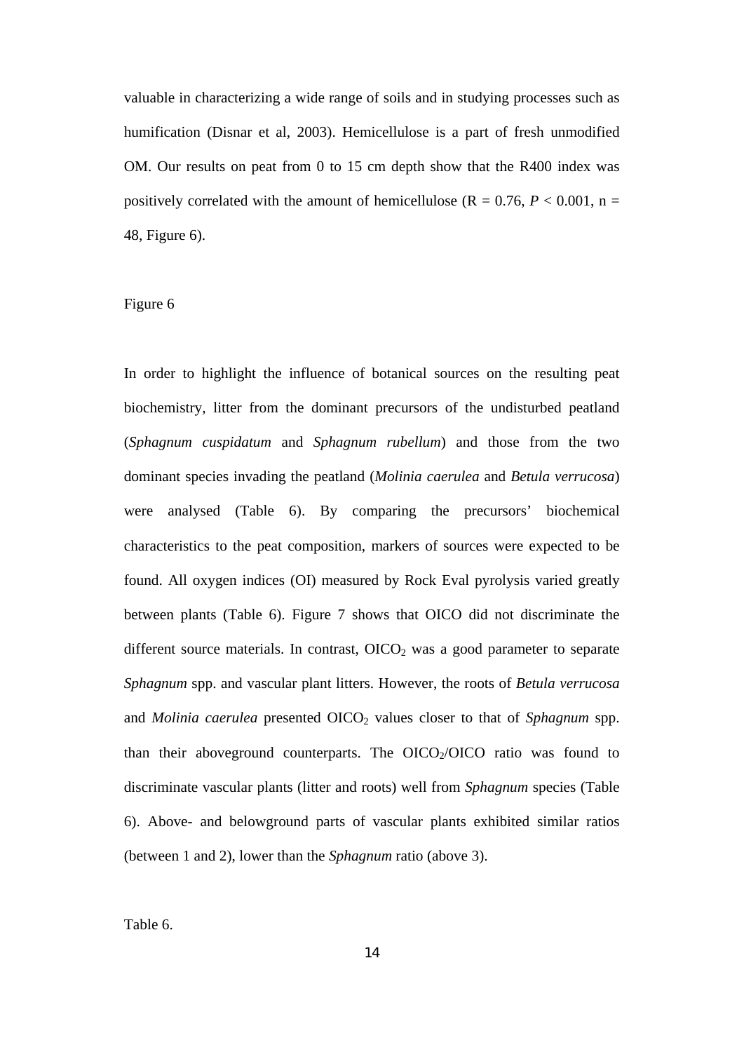valuable in characterizing a wide range of soils and in studying processes such as humification (Disnar et al, 2003). Hemicellulose is a part of fresh unmodified OM. Our results on peat from 0 to 15 cm depth show that the R400 index was positively correlated with the amount of hemicellulose ($R = 0.76$, $P < 0.001$, $n = 48$, Figure 6).

Figure 6

In order to highlight the influence of botanical sources on the resulting peat biochemistry, litter from the dominant precursors of the undisturbed peatland (*Sphagnum cuspidatum* and *Sphagnum rubellum*) and those from the two dominant species invading the peatland (*Molinia caerulea* and *Betula verrucosa*) were analysed (Table 6). By comparing the precursors' biochemical characteristics to the peat composition, markers of sources were expected to be found. All oxygen indices (OI) measured by Rock Eval pyrolysis varied greatly between plants (Table 6). Figure 7 shows that OICO did not discriminate the different source materials. In contrast, $OICO_2$ was a good parameter to separate *Sphagnum* spp. and vascular plant litters. However, the roots of *Betula verrucosa* and *Molinia caerulea* presented $OICO_2$ values closer to that of *Sphagnum* spp. than their aboveground counterparts. The $OICO_2/OICO$ ratio was found to discriminate vascular plants (litter and roots) well from *Sphagnum* species (Table 6). Above- and belowground parts of vascular plants exhibited similar ratios (between 1 and 2), lower than the *Sphagnum* ratio (above 3).

Table 6.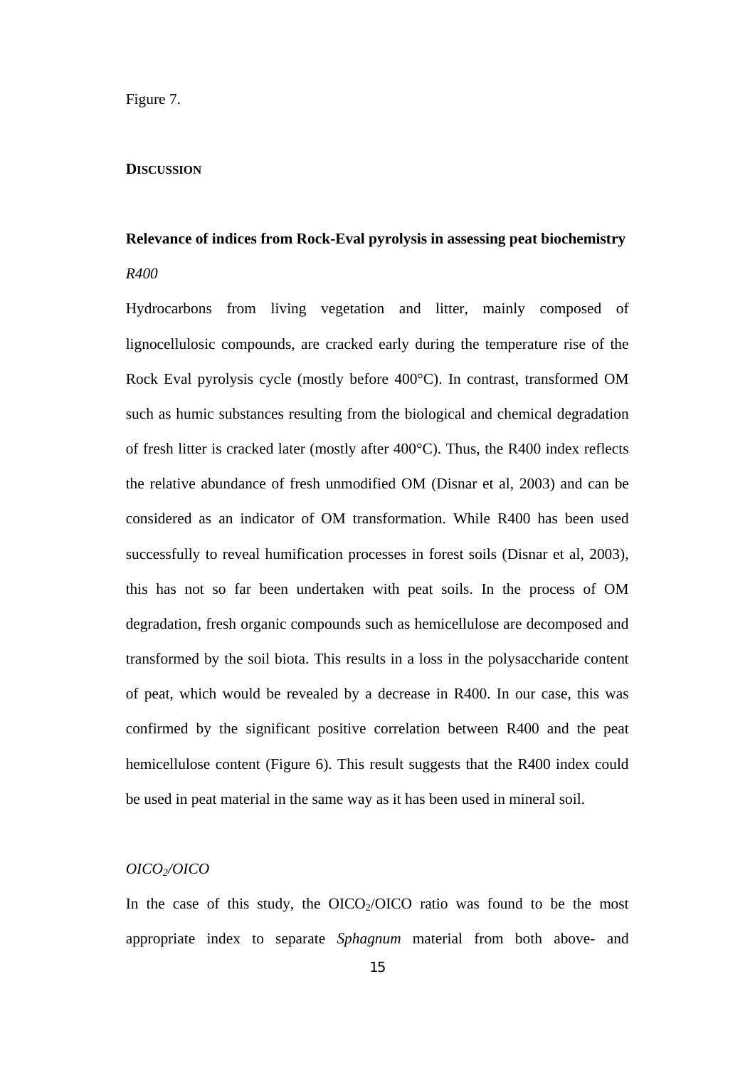Figure 7.

## DISCUSSION

### Relevance of indices from Rock-Eval pyrolysis in assessing peat biochemistry

*R400*

Hydrocarbons from living vegetation and litter, mainly composed of lignocellulosic compounds, are cracked early during the temperature rise of the Rock Eval pyrolysis cycle (mostly before 400°C). In contrast, transformed OM such as humic substances resulting from the biological and chemical degradation of fresh litter is cracked later (mostly after 400°C). Thus, the R400 index reflects the relative abundance of fresh unmodified OM (Disnar et al, 2003) and can be considered as an indicator of OM transformation. While R400 has been used successfully to reveal humification processes in forest soils (Disnar et al, 2003), this has not so far been undertaken with peat soils. In the process of OM degradation, fresh organic compounds such as hemicellulose are decomposed and transformed by the soil biota. This results in a loss in the polysaccharide content of peat, which would be revealed by a decrease in R400. In our case, this was confirmed by the significant positive correlation between R400 and the peat hemicellulose content (Figure 6). This result suggests that the R400 index could be used in peat material in the same way as it has been used in mineral soil.

*$OICO_2$/OICO*

In the case of this study, the $OICO_2$/OICO ratio was found to be the most appropriate index to separate *Sphagnum* material from both above- and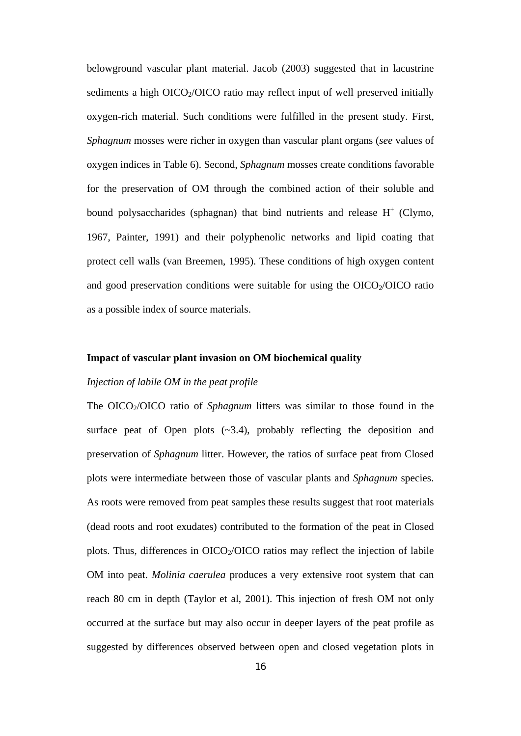belowground vascular plant material. Jacob (2003) suggested that in lacustrine sediments a high $OICO_2$/OICO ratio may reflect input of well preserved initially oxygen-rich material. Such conditions were fulfilled in the present study. First, *Sphagnum* mosses were richer in oxygen than vascular plant organs (*see* values of oxygen indices in Table 6). Second, *Sphagnum* mosses create conditions favorable for the preservation of OM through the combined action of their soluble and bound polysaccharides (sphagnan) that bind nutrients and release $H^+$ (Clymo, 1967, Painter, 1991) and their polyphenolic networks and lipid coating that protect cell walls (van Breemen, 1995). These conditions of high oxygen content and good preservation conditions were suitable for using the $OICO_2$/OICO ratio as a possible index of source materials.

**Impact of vascular plant invasion on OM biochemical quality**

*Injection of labile OM in the peat profile*

The $OICO_2$/OICO ratio of *Sphagnum* litters was similar to those found in the surface peat of Open plots (~3.4), probably reflecting the deposition and preservation of *Sphagnum* litter. However, the ratios of surface peat from Closed plots were intermediate between those of vascular plants and *Sphagnum* species. As roots were removed from peat samples these results suggest that root materials (dead roots and root exudates) contributed to the formation of the peat in Closed plots. Thus, differences in $OICO_2$/OICO ratios may reflect the injection of labile OM into peat. *Molinia caerulea* produces a very extensive root system that can reach 80 cm in depth (Taylor et al, 2001). This injection of fresh OM not only occurred at the surface but may also occur in deeper layers of the peat profile as suggested by differences observed between open and closed vegetation plots in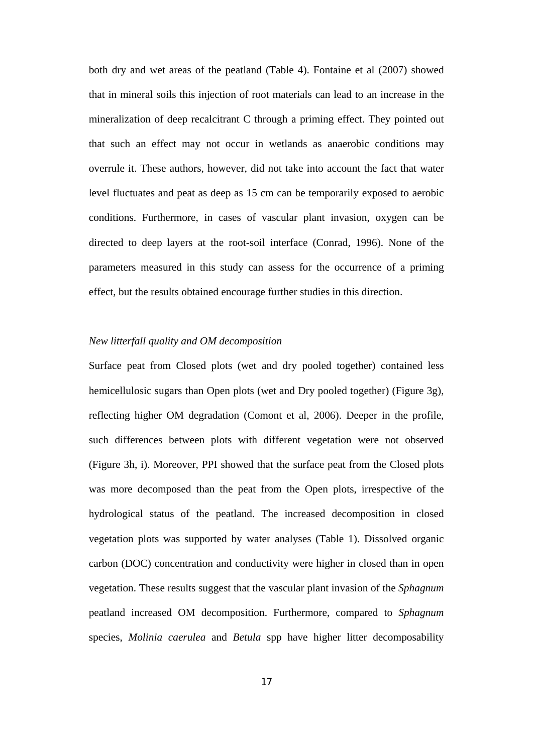both dry and wet areas of the peatland (Table 4). Fontaine et al (2007) showed that in mineral soils this injection of root materials can lead to an increase in the mineralization of deep recalcitrant C through a priming effect. They pointed out that such an effect may not occur in wetlands as anaerobic conditions may overrule it. These authors, however, did not take into account the fact that water level fluctuates and peat as deep as 15 cm can be temporarily exposed to aerobic conditions. Furthermore, in cases of vascular plant invasion, oxygen can be directed to deep layers at the root-soil interface (Conrad, 1996). None of the parameters measured in this study can assess for the occurrence of a priming effect, but the results obtained encourage further studies in this direction.

*New litterfall quality and OM decomposition*

Surface peat from Closed plots (wet and dry pooled together) contained less hemicellulosic sugars than Open plots (wet and Dry pooled together) (Figure 3g), reflecting higher OM degradation (Comont et al, 2006). Deeper in the profile, such differences between plots with different vegetation were not observed (Figure 3h, i). Moreover, PPI showed that the surface peat from the Closed plots was more decomposed than the peat from the Open plots, irrespective of the hydrological status of the peatland. The increased decomposition in closed vegetation plots was supported by water analyses (Table 1). Dissolved organic carbon (DOC) concentration and conductivity were higher in closed than in open vegetation. These results suggest that the vascular plant invasion of the *Sphagnum* peatland increased OM decomposition. Furthermore, compared to *Sphagnum* species, *Molinia caerulea* and *Betula* spp have higher litter decomposability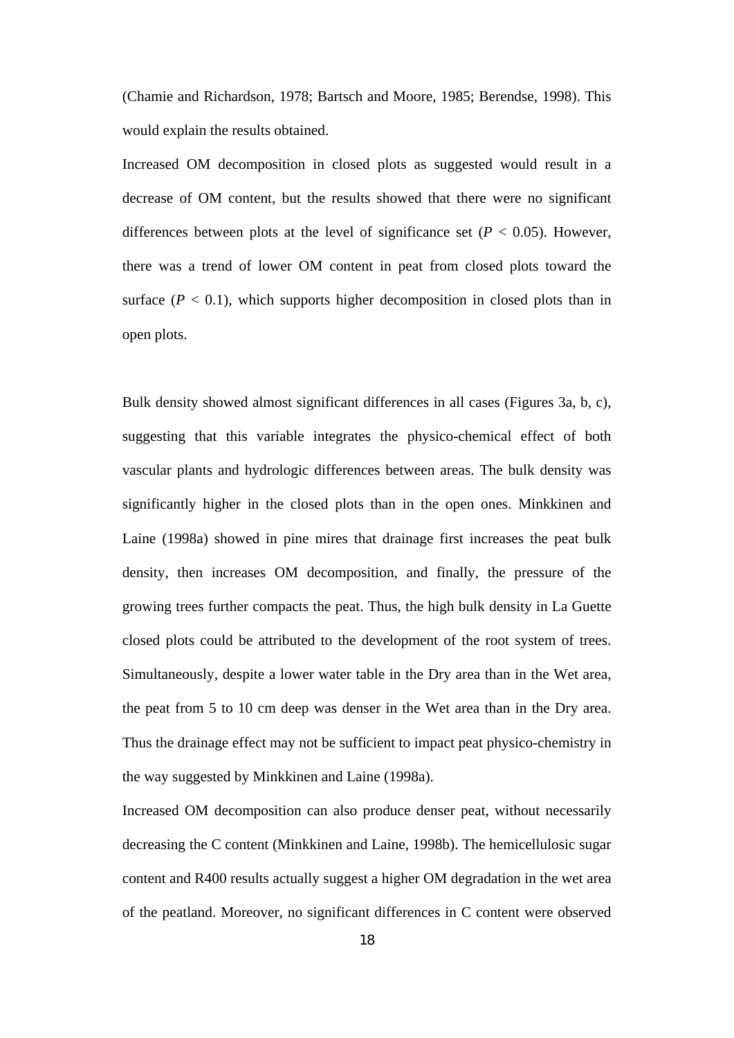(Chamie and Richardson, 1978; Bartsch and Moore, 1985; Berendse, 1998). This would explain the results obtained.

Increased OM decomposition in closed plots as suggested would result in a decrease of OM content, but the results showed that there were no significant differences between plots at the level of significance set ($P < 0.05$). However, there was a trend of lower OM content in peat from closed plots toward the surface ($P < 0.1$), which supports higher decomposition in closed plots than in open plots.

Bulk density showed almost significant differences in all cases (Figures 3a, b, c), suggesting that this variable integrates the physico-chemical effect of both vascular plants and hydrologic differences between areas. The bulk density was significantly higher in the closed plots than in the open ones. Minkkinen and Laine (1998a) showed in pine mires that drainage first increases the peat bulk density, then increases OM decomposition, and finally, the pressure of the growing trees further compacts the peat. Thus, the high bulk density in La Guette closed plots could be attributed to the development of the root system of trees. Simultaneously, despite a lower water table in the Dry area than in the Wet area, the peat from 5 to 10 cm deep was denser in the Wet area than in the Dry area. Thus the drainage effect may not be sufficient to impact peat physico-chemistry in the way suggested by Minkkinen and Laine (1998a).

Increased OM decomposition can also produce denser peat, without necessarily decreasing the C content (Minkkinen and Laine, 1998b). The hemicellulosic sugar content and R400 results actually suggest a higher OM degradation in the wet area of the peatland. Moreover, no significant differences in C content were observed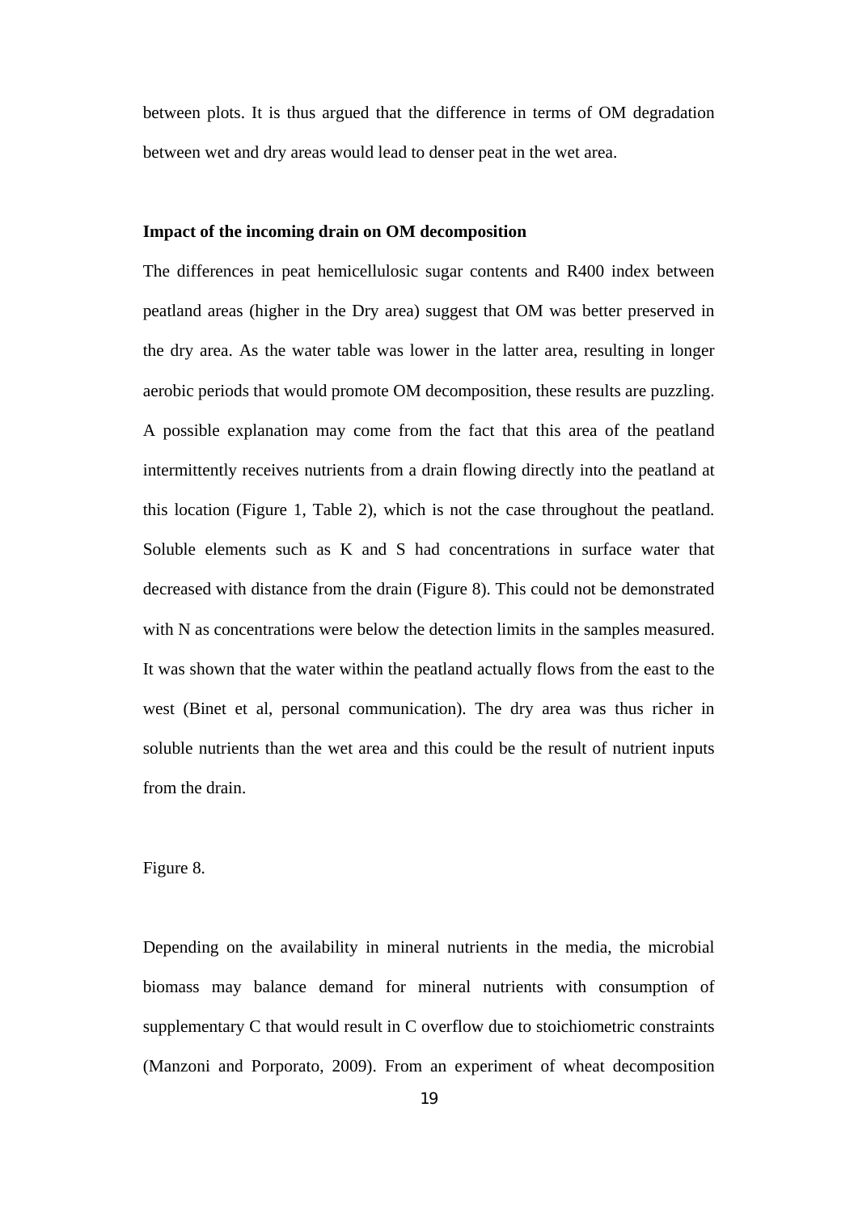between plots. It is thus argued that the difference in terms of OM degradation between wet and dry areas would lead to denser peat in the wet area.

**Impact of the incoming drain on OM decomposition**

The differences in peat hemicellulosic sugar contents and R400 index between peatland areas (higher in the Dry area) suggest that OM was better preserved in the dry area. As the water table was lower in the latter area, resulting in longer aerobic periods that would promote OM decomposition, these results are puzzling. A possible explanation may come from the fact that this area of the peatland intermittently receives nutrients from a drain flowing directly into the peatland at this location (Figure 1, Table 2), which is not the case throughout the peatland. Soluble elements such as K and S had concentrations in surface water that decreased with distance from the drain (Figure 8). This could not be demonstrated with N as concentrations were below the detection limits in the samples measured. It was shown that the water within the peatland actually flows from the east to the west (Binet et al, personal communication). The dry area was thus richer in soluble nutrients than the wet area and this could be the result of nutrient inputs from the drain.

Figure 8.

Depending on the availability in mineral nutrients in the media, the microbial biomass may balance demand for mineral nutrients with consumption of supplementary C that would result in C overflow due to stoichiometric constraints (Manzoni and Porporato, 2009). From an experiment of wheat decomposition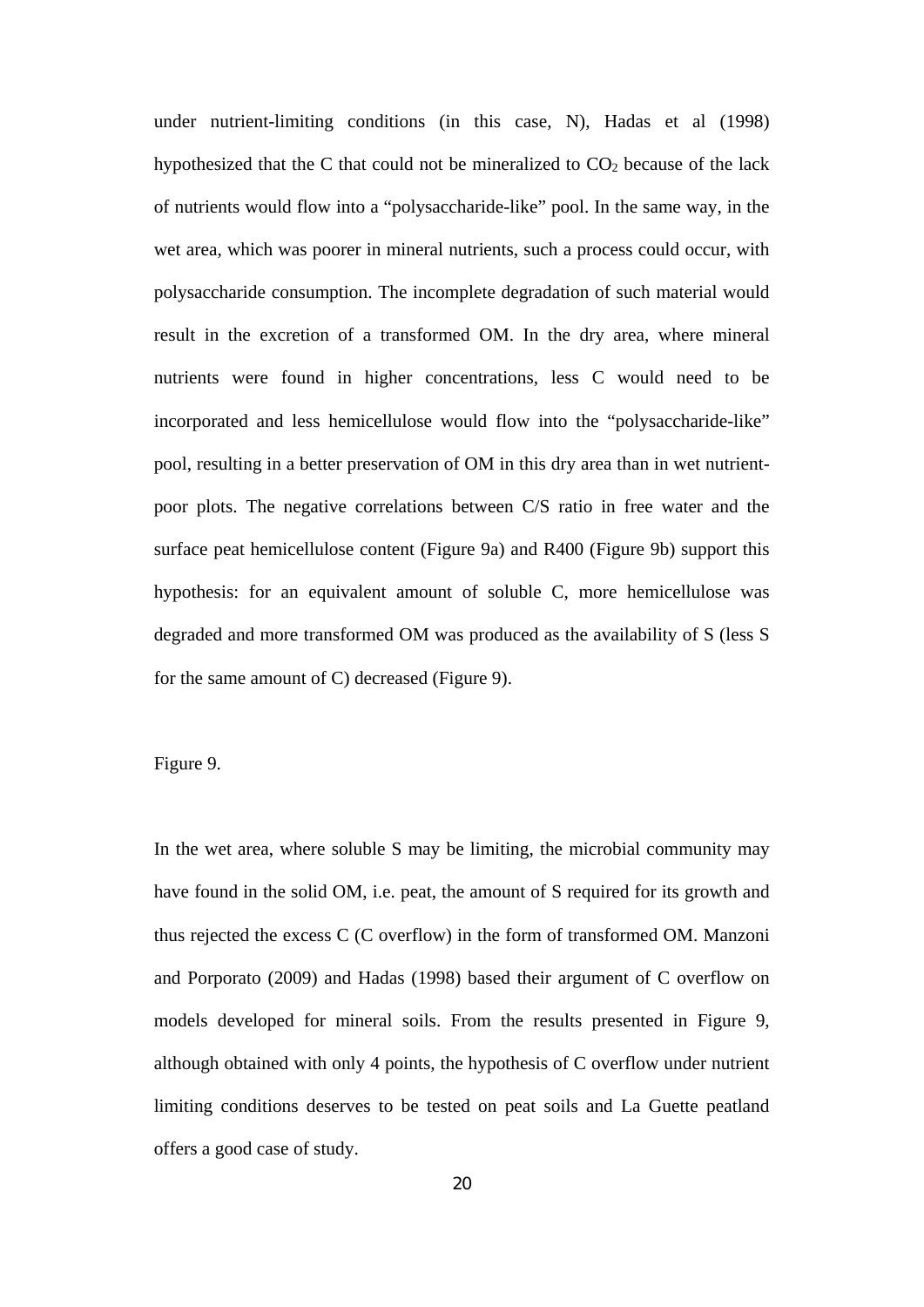under nutrient-limiting conditions (in this case, N), Hadas et al (1998) hypothesized that the C that could not be mineralized to $CO_2$ because of the lack of nutrients would flow into a "polysaccharide-like" pool. In the same way, in the wet area, which was poorer in mineral nutrients, such a process could occur, with polysaccharide consumption. The incomplete degradation of such material would result in the excretion of a transformed OM. In the dry area, where mineral nutrients were found in higher concentrations, less C would need to be incorporated and less hemicellulose would flow into the "polysaccharide-like" pool, resulting in a better preservation of OM in this dry area than in wet nutrient-poor plots. The negative correlations between C/S ratio in free water and the surface peat hemicellulose content (Figure 9a) and R400 (Figure 9b) support this hypothesis: for an equivalent amount of soluble C, more hemicellulose was degraded and more transformed OM was produced as the availability of S (less S for the same amount of C) decreased (Figure 9).

Figure 9.

In the wet area, where soluble S may be limiting, the microbial community may have found in the solid OM, i.e. peat, the amount of S required for its growth and thus rejected the excess C (C overflow) in the form of transformed OM. Manzoni and Porporato (2009) and Hadas (1998) based their argument of C overflow on models developed for mineral soils. From the results presented in Figure 9, although obtained with only 4 points, the hypothesis of C overflow under nutrient limiting conditions deserves to be tested on peat soils and La Guette peatland offers a good case of study.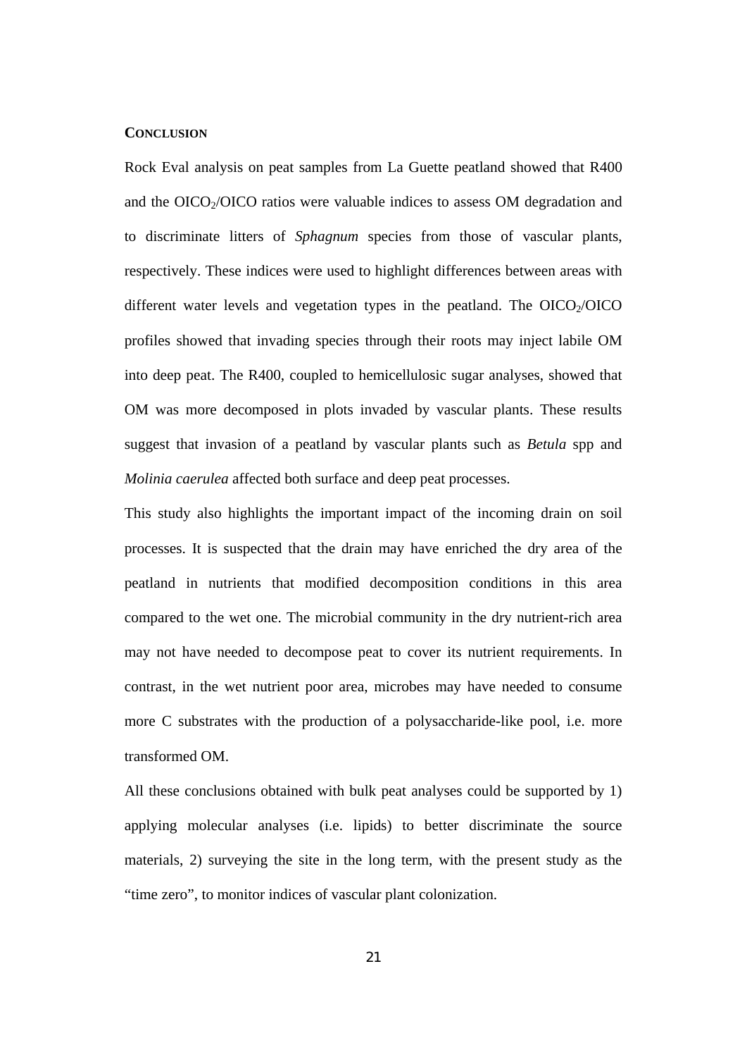## CONCLUSION

Rock Eval analysis on peat samples from La Guette peatland showed that R400 and the $OICO_2$/OICO ratios were valuable indices to assess OM degradation and to discriminate litters of *Sphagnum* species from those of vascular plants, respectively. These indices were used to highlight differences between areas with different water levels and vegetation types in the peatland. The $OICO_2$/OICO profiles showed that invading species through their roots may inject labile OM into deep peat. The R400, coupled to hemicellulosic sugar analyses, showed that OM was more decomposed in plots invaded by vascular plants. These results suggest that invasion of a peatland by vascular plants such as *Betula* spp and *Molinia caerulea* affected both surface and deep peat processes.

This study also highlights the important impact of the incoming drain on soil processes. It is suspected that the drain may have enriched the dry area of the peatland in nutrients that modified decomposition conditions in this area compared to the wet one. The microbial community in the dry nutrient-rich area may not have needed to decompose peat to cover its nutrient requirements. In contrast, in the wet nutrient poor area, microbes may have needed to consume more C substrates with the production of a polysaccharide-like pool, i.e. more transformed OM.

All these conclusions obtained with bulk peat analyses could be supported by 1) applying molecular analyses (i.e. lipids) to better discriminate the source materials, 2) surveying the site in the long term, with the present study as the "time zero", to monitor indices of vascular plant colonization.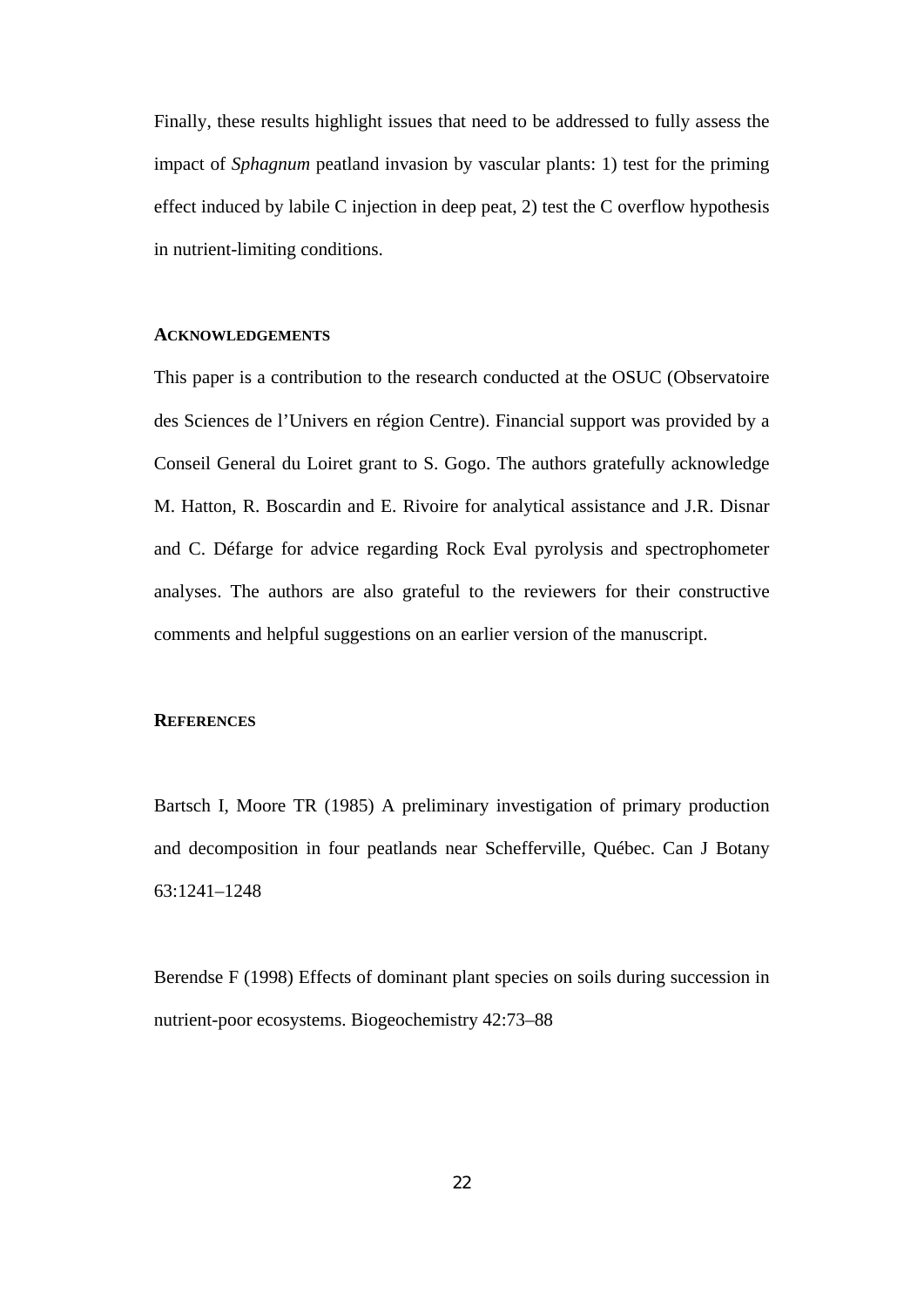Finally, these results highlight issues that need to be addressed to fully assess the impact of *Sphagnum* peatland invasion by vascular plants: 1) test for the priming effect induced by labile C injection in deep peat, 2) test the C overflow hypothesis in nutrient-limiting conditions.

## Acknowledgements

This paper is a contribution to the research conducted at the OSUC (Observatoire des Sciences de l'Univers en région Centre). Financial support was provided by a Conseil General du Loiret grant to S. Gogo. The authors gratefully acknowledge M. Hatton, R. Boscardin and E. Rivoire for analytical assistance and J.R. Disnar and C. Défarge for advice regarding Rock Eval pyrolysis and spectrophometer analyses. The authors are also grateful to the reviewers for their constructive comments and helpful suggestions on an earlier version of the manuscript.

## References

Bartsch I, Moore TR (1985) A preliminary investigation of primary production and decomposition in four peatlands near Schefferville, Québec. Can J Botany 63:1241–1248

Berendse F (1998) Effects of dominant plant species on soils during succession in nutrient-poor ecosystems. Biogeochemistry 42:73–88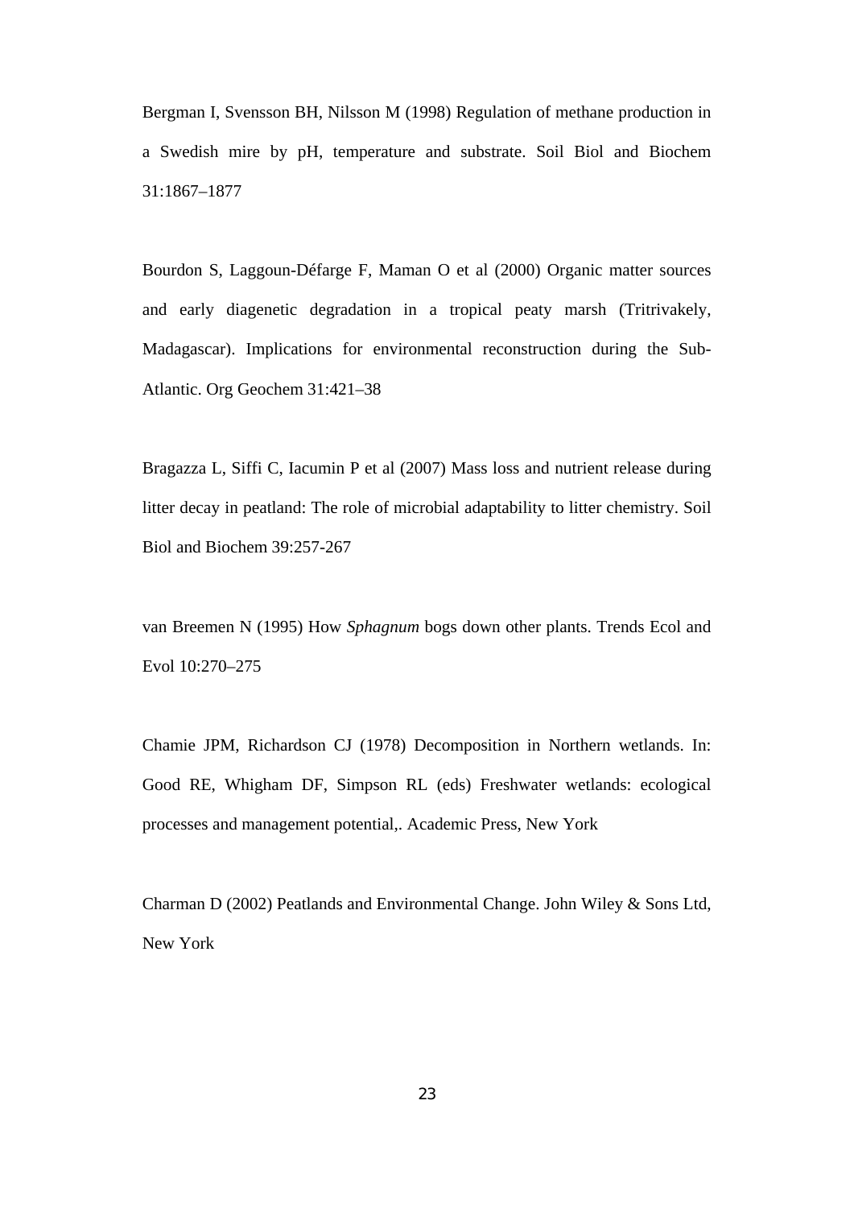Bergman I, Svensson BH, Nilsson M (1998) Regulation of methane production in a Swedish mire by pH, temperature and substrate. Soil Biol and Biochem 31:1867–1877

Bourdon S, Laggoun-Défarge F, Maman O et al (2000) Organic matter sources and early diagenetic degradation in a tropical peaty marsh (Tritrivakely, Madagascar). Implications for environmental reconstruction during the Sub-Atlantic. Org Geochem 31:421–38

Bragazza L, Siffi C, Iacumin P et al (2007) Mass loss and nutrient release during litter decay in peatland: The role of microbial adaptability to litter chemistry. Soil Biol and Biochem 39:257-267

van Breemen N (1995) How *Sphagnum* bogs down other plants. Trends Ecol and Evol 10:270–275

Chamie JPM, Richardson CJ (1978) Decomposition in Northern wetlands. In: Good RE, Whigham DF, Simpson RL (eds) Freshwater wetlands: ecological processes and management potential,. Academic Press, New York

Charman D (2002) Peatlands and Environmental Change. John Wiley & Sons Ltd, New York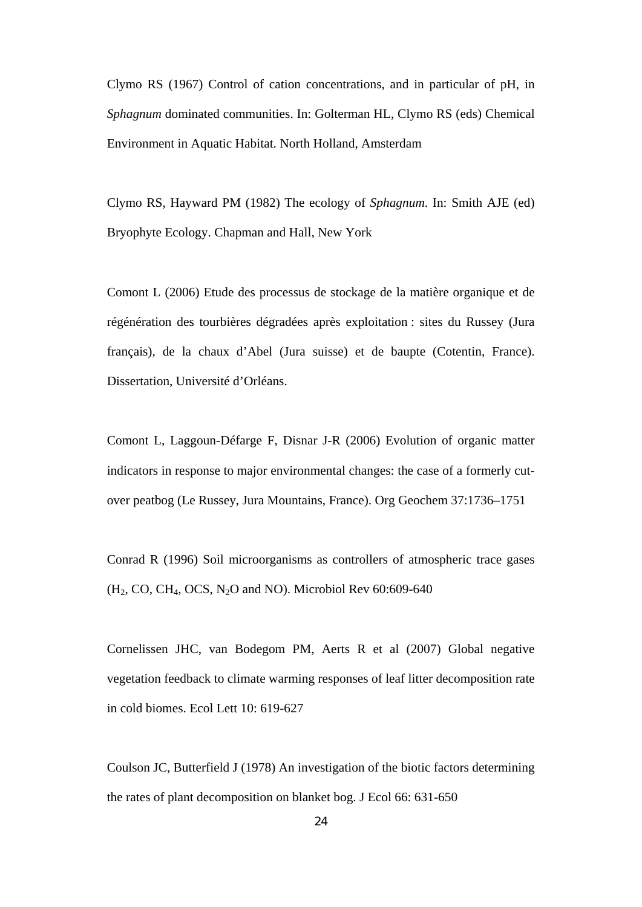Clymo RS (1967) Control of cation concentrations, and in particular of pH, in *Sphagnum* dominated communities. In: Golterman HL, Clymo RS (eds) Chemical Environment in Aquatic Habitat. North Holland, Amsterdam

Clymo RS, Hayward PM (1982) The ecology of *Sphagnum*. In: Smith AJE (ed) Bryophyte Ecology. Chapman and Hall, New York

Comont L (2006) Etude des processus de stockage de la matière organique et de régénération des tourbières dégradées après exploitation : sites du Russey (Jura français), de la chaux d'Abel (Jura suisse) et de baupte (Cotentin, France). Dissertation, Université d'Orléans.

Comont L, Laggoun-Défarge F, Disnar J-R (2006) Evolution of organic matter indicators in response to major environmental changes: the case of a formerly cut-over peatbog (Le Russey, Jura Mountains, France). Org Geochem 37:1736–1751

Conrad R (1996) Soil microorganisms as controllers of atmospheric trace gases ($H_2$, CO, $CH_4$, OCS, $N_2O$ and NO). Microbiol Rev 60:609-640

Cornelissen JHC, van Bodegom PM, Aerts R et al (2007) Global negative vegetation feedback to climate warming responses of leaf litter decomposition rate in cold biomes. Ecol Lett 10: 619-627

Coulson JC, Butterfield J (1978) An investigation of the biotic factors determining the rates of plant decomposition on blanket bog. J Ecol 66: 631-650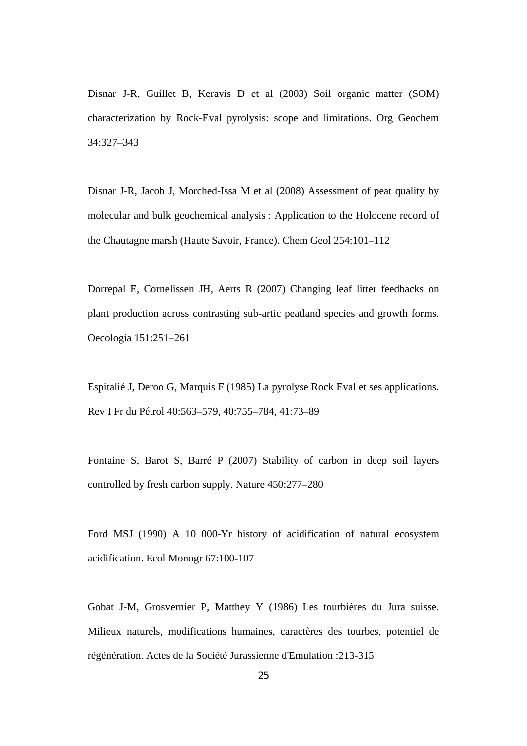Disnar J-R, Guillet B, Keravis D et al (2003) Soil organic matter (SOM) characterization by Rock-Eval pyrolysis: scope and limitations. Org Geochem 34:327–343

Disnar J-R, Jacob J, Morched-Issa M et al (2008) Assessment of peat quality by molecular and bulk geochemical analysis : Application to the Holocene record of the Chautagne marsh (Haute Savoir, France). Chem Geol 254:101–112

Dorrepal E, Cornelissen JH, Aerts R (2007) Changing leaf litter feedbacks on plant production across contrasting sub-artic peatland species and growth forms. Oecologia 151:251–261

Espitalié J, Deroo G, Marquis F (1985) La pyrolyse Rock Eval et ses applications. Rev I Fr du Pétrol 40:563–579, 40:755–784, 41:73–89

Fontaine S, Barot S, Barré P (2007) Stability of carbon in deep soil layers controlled by fresh carbon supply. Nature 450:277–280

Ford MSJ (1990) A 10 000-Yr history of acidification of natural ecosystem acidification. Ecol Monogr 67:100-107

Gobat J-M, Grosvernier P, Matthey Y (1986) Les tourbières du Jura suisse. Milieux naturels, modifications humaines, caractères des tourbes, potentiel de régénération. Actes de la Société Jurassienne d'Emulation :213-315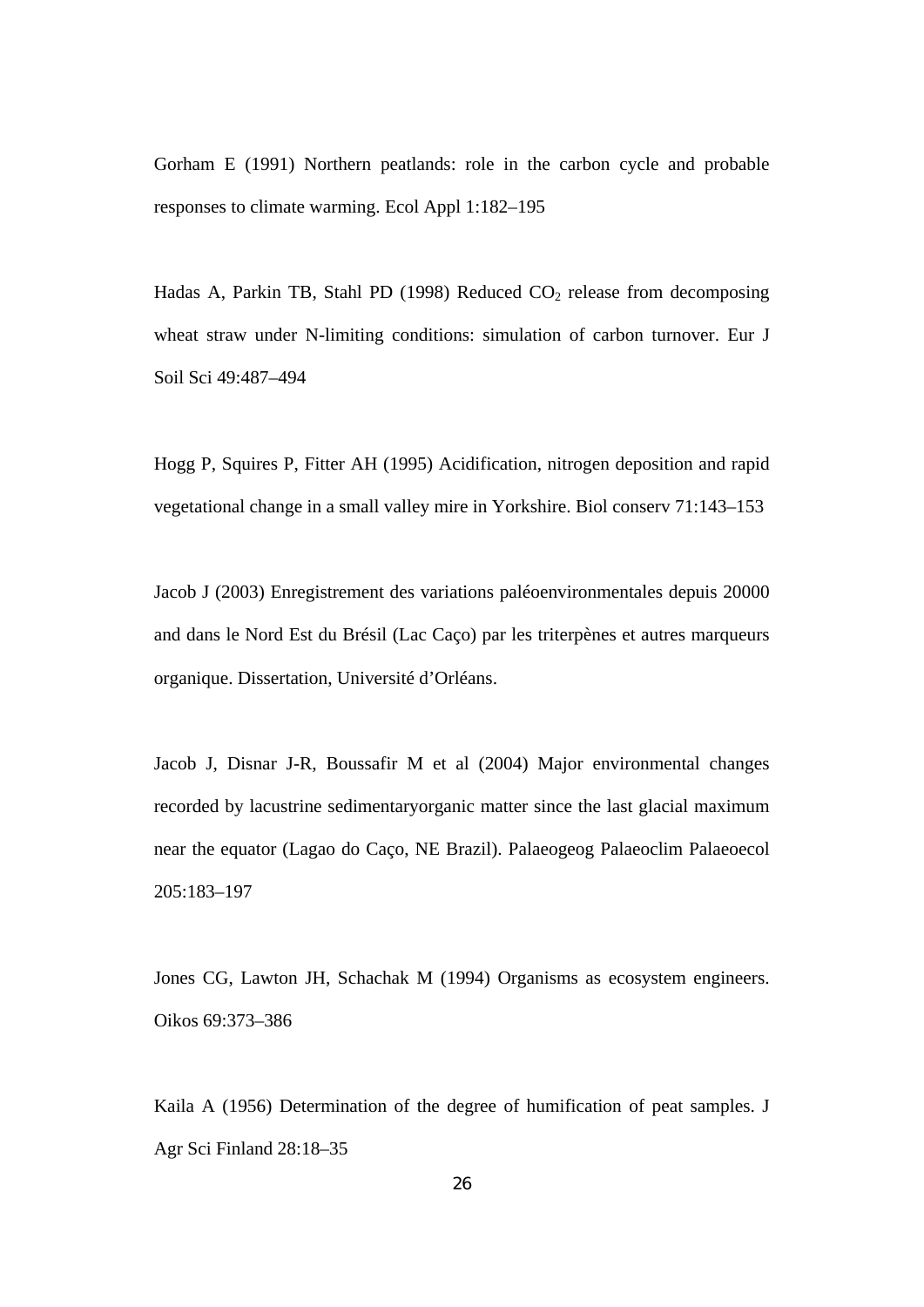Gorham E (1991) Northern peatlands: role in the carbon cycle and probable responses to climate warming. Ecol Appl 1:182–195

Hadas A, Parkin TB, Stahl PD (1998) Reduced $CO_2$ release from decomposing wheat straw under N-limiting conditions: simulation of carbon turnover. Eur J Soil Sci 49:487–494

Hogg P, Squires P, Fitter AH (1995) Acidification, nitrogen deposition and rapid vegetational change in a small valley mire in Yorkshire. Biol conserv 71:143–153

Jacob J (2003) Enregistrement des variations paléoenvironmentales depuis 20000 and dans le Nord Est du Brésil (Lac Caço) par les triterpènes et autres marqueurs organique. Dissertation, Université d'Orléans.

Jacob J, Disnar J-R, Boussafir M et al (2004) Major environmental changes recorded by lacustrine sedimentaryorganic matter since the last glacial maximum near the equator (Lagao do Caço, NE Brazil). Palaeogeog Palaeoclim Palaeoecol 205:183–197

Jones CG, Lawton JH, Schachak M (1994) Organisms as ecosystem engineers. Oikos 69:373–386

Kaila A (1956) Determination of the degree of humification of peat samples. J Agr Sci Finland 28:18–35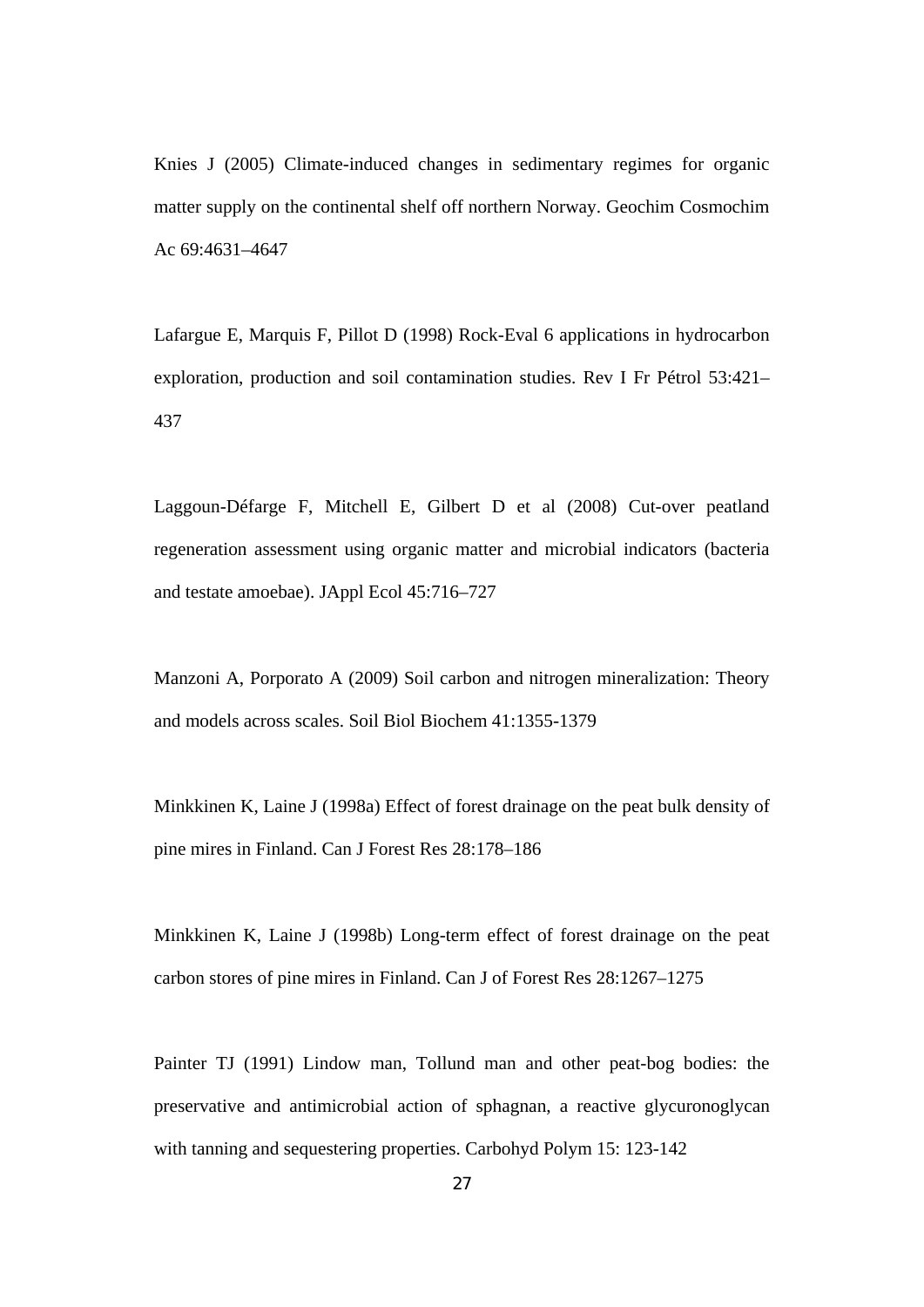Knies J (2005) Climate-induced changes in sedimentary regimes for organic matter supply on the continental shelf off northern Norway. Geochim Cosmochim Ac 69:4631–4647

Lafargue E, Marquis F, Pillot D (1998) Rock-Eval 6 applications in hydrocarbon exploration, production and soil contamination studies. Rev I Fr Pétrol 53:421–437

Laggoun-Défarge F, Mitchell E, Gilbert D et al (2008) Cut-over peatland regeneration assessment using organic matter and microbial indicators (bacteria and testate amoebae). JAppl Ecol 45:716–727

Manzoni A, Porporato A (2009) Soil carbon and nitrogen mineralization: Theory and models across scales. Soil Biol Biochem 41:1355-1379

Minkkinen K, Laine J (1998a) Effect of forest drainage on the peat bulk density of pine mires in Finland. Can J Forest Res 28:178–186

Minkkinen K, Laine J (1998b) Long-term effect of forest drainage on the peat carbon stores of pine mires in Finland. Can J of Forest Res 28:1267–1275

Painter TJ (1991) Lindow man, Tollund man and other peat-bog bodies: the preservative and antimicrobial action of sphagnan, a reactive glycuronoglycan with tanning and sequestering properties. Carbohyd Polym 15: 123-142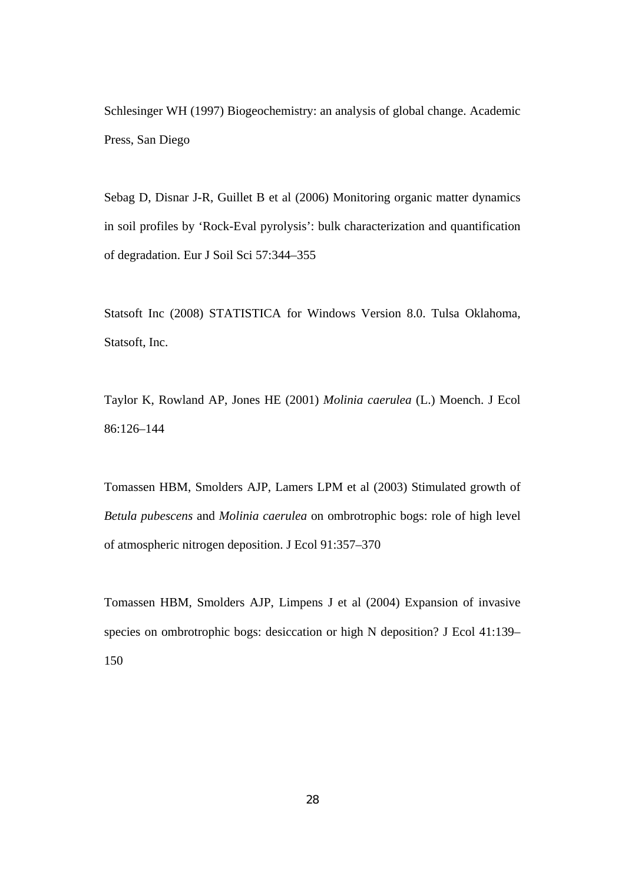Schlesinger WH (1997) Biogeochemistry: an analysis of global change. Academic Press, San Diego

Sebag D, Disnar J-R, Guillet B et al (2006) Monitoring organic matter dynamics in soil profiles by 'Rock-Eval pyrolysis': bulk characterization and quantification of degradation. Eur J Soil Sci 57:344–355

Statsoft Inc (2008) STATISTICA for Windows Version 8.0. Tulsa Oklahoma, Statsoft, Inc.

Taylor K, Rowland AP, Jones HE (2001) *Molinia caerulea* (L.) Moench. J Ecol 86:126–144

Tomassen HBM, Smolders AJP, Lamers LPM et al (2003) Stimulated growth of *Betula pubescens* and *Molinia caerulea* on ombrotrophic bogs: role of high level of atmospheric nitrogen deposition. J Ecol 91:357–370

Tomassen HBM, Smolders AJP, Limpens J et al (2004) Expansion of invasive species on ombrotrophic bogs: desiccation or high N deposition? J Ecol 41:139–150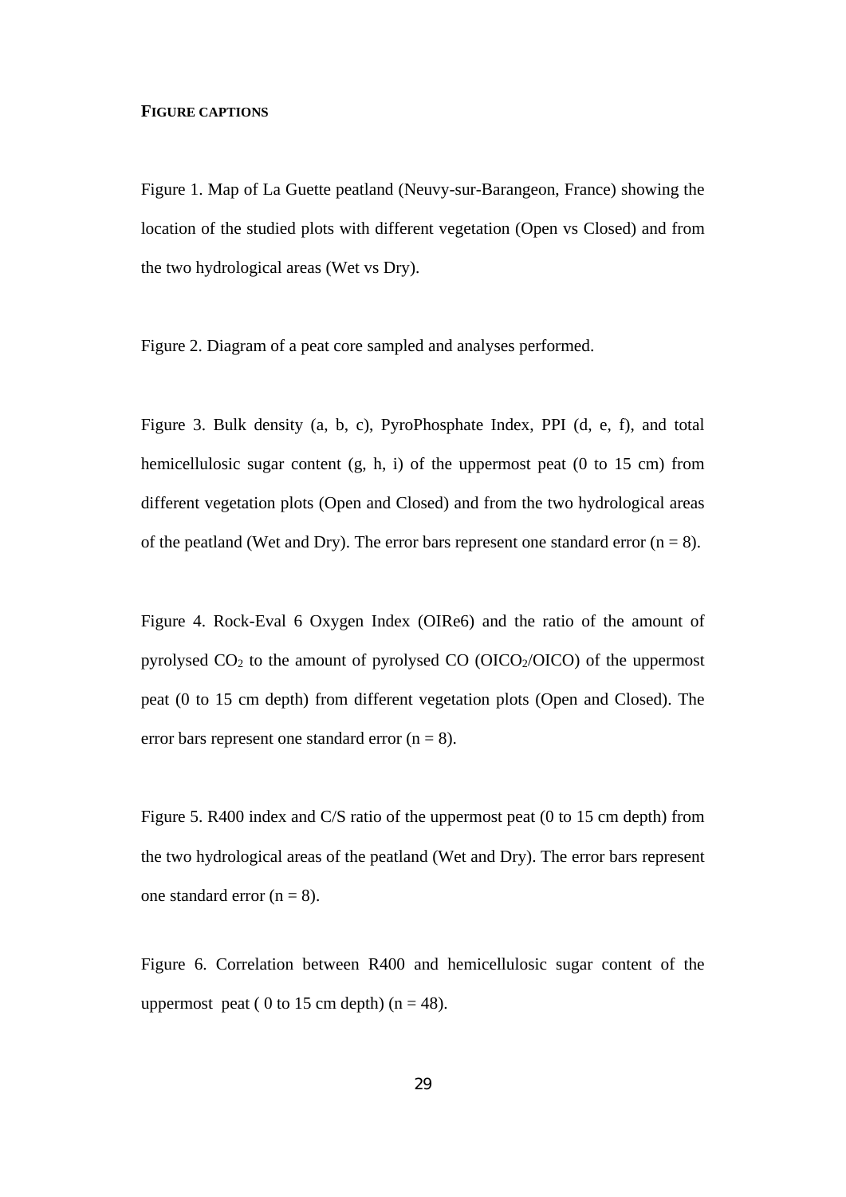## FIGURE CAPTIONS

Figure 1. Map of La Guette peatland (Neuvy-sur-Barangeon, France) showing the location of the studied plots with different vegetation (Open vs Closed) and from the two hydrological areas (Wet vs Dry).

Figure 2. Diagram of a peat core sampled and analyses performed.

Figure 3. Bulk density (a, b, c), PyroPhosphate Index, PPI (d, e, f), and total hemicellulosic sugar content (g, h, i) of the uppermost peat (0 to 15 cm) from different vegetation plots (Open and Closed) and from the two hydrological areas of the peatland (Wet and Dry). The error bars represent one standard error (n = 8).

Figure 4. Rock-Eval 6 Oxygen Index (OIRe6) and the ratio of the amount of pyrolysed $CO_2$ to the amount of pyrolysed CO ($OICO_2$/OICO) of the uppermost peat (0 to 15 cm depth) from different vegetation plots (Open and Closed). The error bars represent one standard error (n = 8).

Figure 5. R400 index and C/S ratio of the uppermost peat (0 to 15 cm depth) from the two hydrological areas of the peatland (Wet and Dry). The error bars represent one standard error (n = 8).

Figure 6. Correlation between R400 and hemicellulosic sugar content of the uppermost peat ( 0 to 15 cm depth) (n = 48).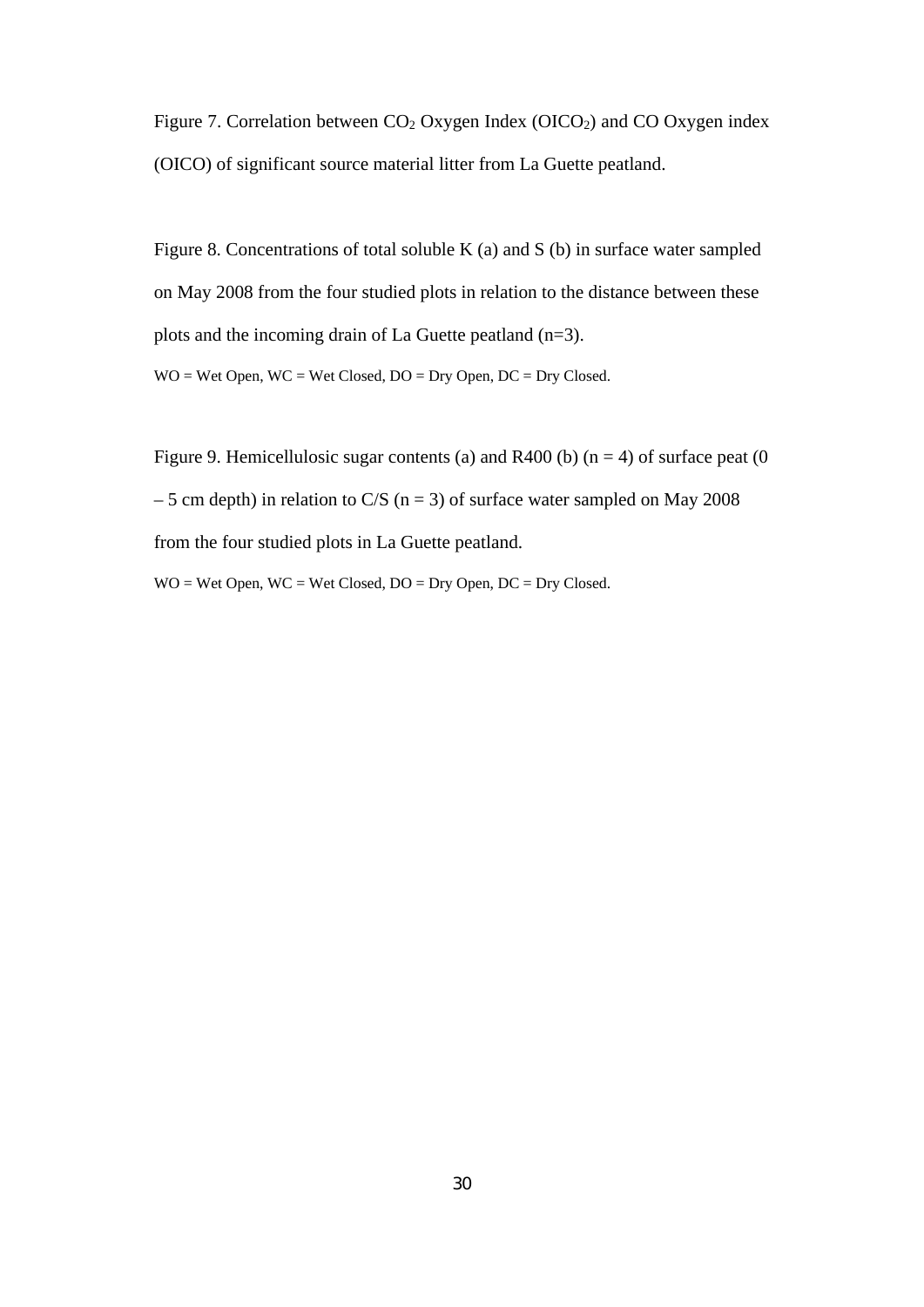Figure 7. Correlation between $CO_2$ Oxygen Index ($OICO_2$) and CO Oxygen index (OICO) of significant source material litter from La Guette peatland.

Figure 8. Concentrations of total soluble K (a) and S (b) in surface water sampled on May 2008 from the four studied plots in relation to the distance between these plots and the incoming drain of La Guette peatland (n=3).

WO = Wet Open, WC = Wet Closed, DO = Dry Open, DC = Dry Closed.

Figure 9. Hemicellulosic sugar contents (a) and R400 (b) ($n = 4$) of surface peat (0 – 5 cm depth) in relation to C/S ($n = 3$) of surface water sampled on May 2008 from the four studied plots in La Guette peatland.

WO = Wet Open, WC = Wet Closed, DO = Dry Open, DC = Dry Closed.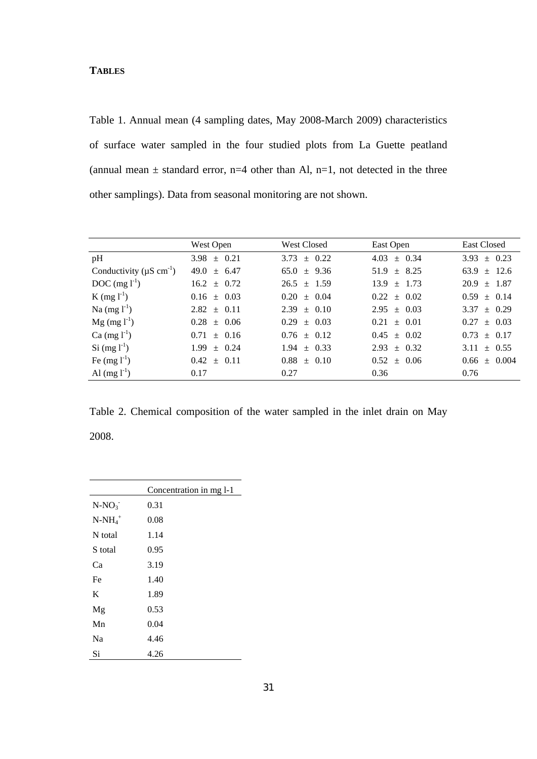**TABLES**

Table 1. Annual mean (4 sampling dates, May 2008-March 2009) characteristics of surface water sampled in the four studied plots from La Guette peatland (annual mean ± standard error, n=4 other than Al, n=1, not detected in the three other samplings). Data from seasonal monitoring are not shown.

| | West Open | West Closed | East Open | East Closed |
|---|---|---|---|---|
| pH | 3.98 ± 0.21 | 3.73 ± 0.22 | 4.03 ± 0.34 | 3.93 ± 0.23 |
| Conductivity (µS $cm^{-1}$) | 49.0 ± 6.47 | 65.0 ± 9.36 | 51.9 ± 8.25 | 63.9 ± 12.6 |
| DOC (mg $l^{-1}$) | 16.2 ± 0.72 | 26.5 ± 1.59 | 13.9 ± 1.73 | 20.9 ± 1.87 |
| K (mg $l^{-1}$) | 0.16 ± 0.03 | 0.20 ± 0.04 | 0.22 ± 0.02 | 0.59 ± 0.14 |
| Na (mg $l^{-1}$) | 2.82 ± 0.11 | 2.39 ± 0.10 | 2.95 ± 0.03 | 3.37 ± 0.29 |
| Mg (mg $l^{-1}$) | 0.28 ± 0.06 | 0.29 ± 0.03 | 0.21 ± 0.01 | 0.27 ± 0.03 |
| Ca (mg $l^{-1}$) | 0.71 ± 0.16 | 0.76 ± 0.12 | 0.45 ± 0.02 | 0.73 ± 0.17 |
| Si (mg $l^{-1}$) | 1.99 ± 0.24 | 1.94 ± 0.33 | 2.93 ± 0.32 | 3.11 ± 0.55 |
| Fe (mg $l^{-1}$) | 0.42 ± 0.11 | 0.88 ± 0.10 | 0.52 ± 0.06 | 0.66 ± 0.004 |
| Al (mg $l^{-1}$) | 0.17 | 0.27 | 0.36 | 0.76 |

Table 2. Chemical composition of the water sampled in the inlet drain on May 2008.

| | Concentration in mg l-1 |
|---|---|
| $N\text{-}NO_3^-$ | 0.31 |
| $N\text{-}NH_4^+$ | 0.08 |
| N total | 1.14 |
| S total | 0.95 |
| Ca | 3.19 |
| Fe | 1.40 |
| K | 1.89 |
| Mg | 0.53 |
| Mn | 0.04 |
| Na | 4.46 |
| Si | 4.26 |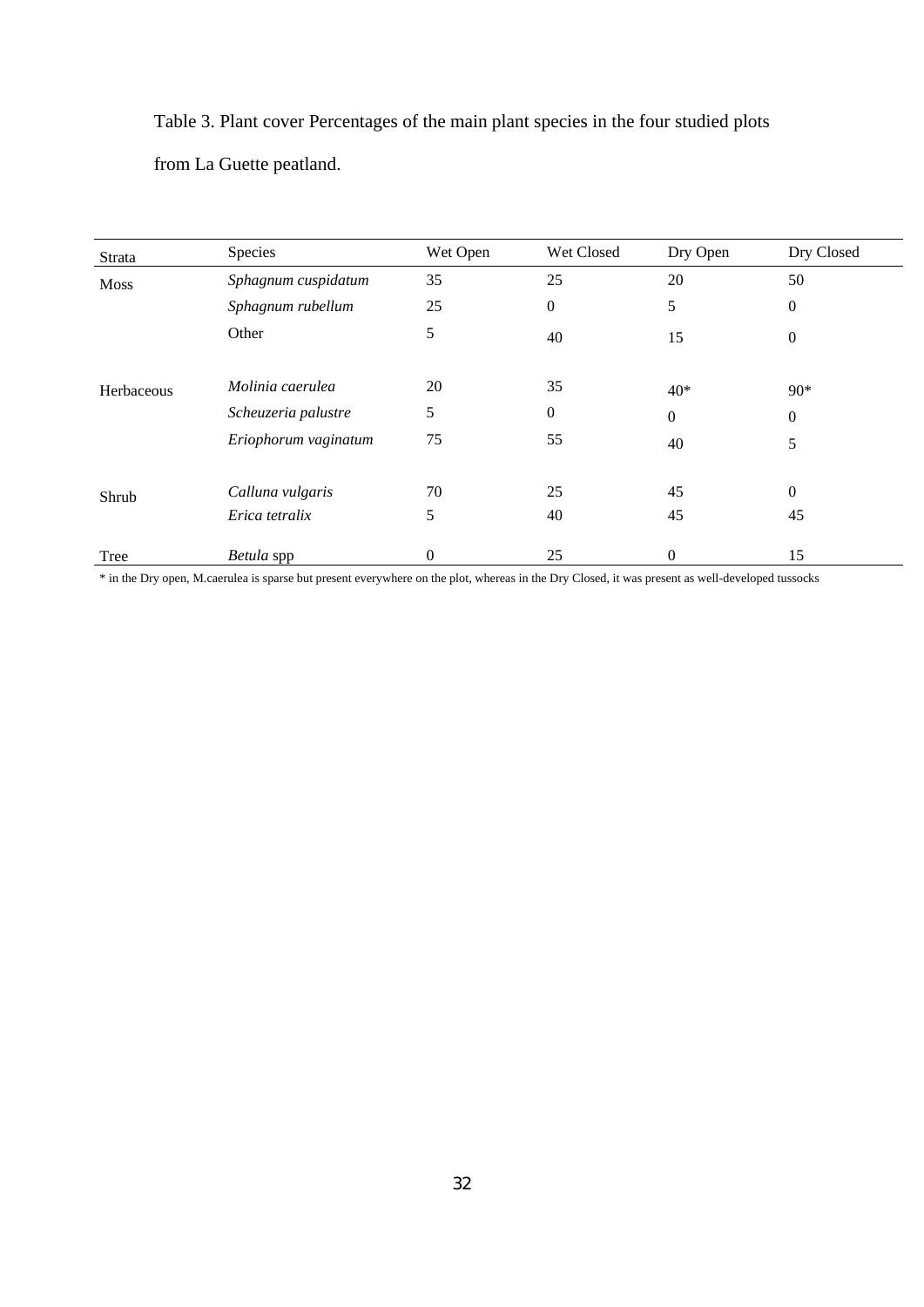Table 3. Plant cover Percentages of the main plant species in the four studied plots from La Guette peatland.

| Strata | Species | Wet Open | Wet Closed | Dry Open | Dry Closed |
|---|---|---|---|---|---|
| Moss | *Sphagnum cuspidatum* | 35 | 25 | 20 | 50 |
| | *Sphagnum rubellum* | 25 | 0 | 5 | 0 |
| | Other | 5 | 40 | 15 | 0 |
| Herbaceous | *Molinia caerulea* | 20 | 35 | 40* | 90* |
| | *Scheuzeria palustre* | 5 | 0 | 0 | 0 |
| | *Eriophorum vaginatum* | 75 | 55 | 40 | 5 |
| Shrub | *Calluna vulgaris* | 70 | 25 | 45 | 0 |
| | *Erica tetralix* | 5 | 40 | 45 | 45 |
| Tree | *Betula* spp | 0 | 25 | 0 | 15 |

* in the Dry open, M.caerulea is sparse but present everywhere on the plot, whereas in the Dry Closed, it was present as well-developed tussocks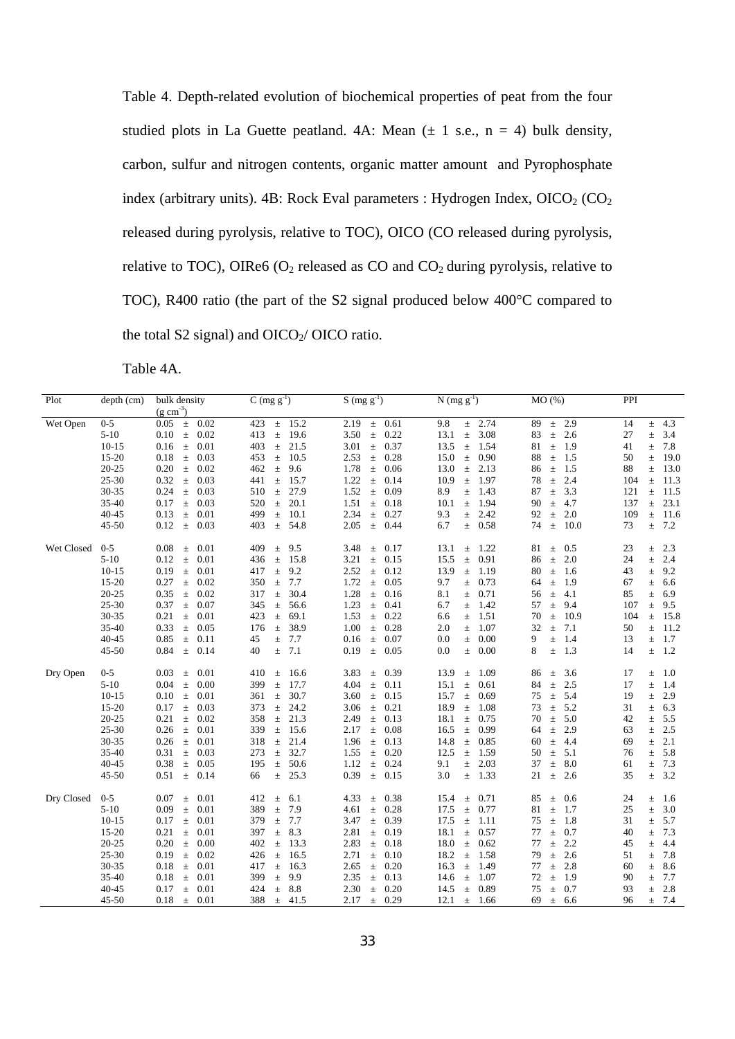Table 4. Depth-related evolution of biochemical properties of peat from the four studied plots in La Guette peatland. 4A: Mean (± 1 s.e., n = 4) bulk density, carbon, sulfur and nitrogen contents, organic matter amount and Pyrophosphate index (arbitrary units). 4B: Rock Eval parameters : Hydrogen Index, $OICO_2$ ($CO_2$ released during pyrolysis, relative to TOC), OICO (CO released during pyrolysis, relative to TOC), OIRe6 ($O_2$ released as CO and $CO_2$ during pyrolysis, relative to TOC), R400 ratio (the part of the S2 signal produced below 400°C compared to the total S2 signal) and $OICO_2$/ OICO ratio.

Table 4A.

| Plot | depth (cm) | bulk density ($g\ cm^{-3}$) | C ($mg\ g^{-1}$) | S ($mg\ g^{-1}$) | N ($mg\ g^{-1}$) | MO (%) | PPI |
|---|---|---|---|---|---|---|---|
| Wet Open | 0-5 | 0.05 ± 0.02 | 423 ± 15.2 | 2.19 ± 0.61 | 9.8 ± 2.74 | 89 ± 2.9 | 14 ± 4.3 |
| | 5-10 | 0.10 ± 0.02 | 413 ± 19.6 | 3.50 ± 0.22 | 13.1 ± 3.08 | 83 ± 2.6 | 27 ± 3.4 |
| | 10-15 | 0.16 ± 0.01 | 403 ± 21.5 | 3.01 ± 0.37 | 13.5 ± 1.54 | 81 ± 1.9 | 41 ± 7.8 |
| | 15-20 | 0.18 ± 0.03 | 453 ± 10.5 | 2.53 ± 0.28 | 15.0 ± 0.90 | 88 ± 1.5 | 50 ± 19.0 |
| | 20-25 | 0.20 ± 0.02 | 462 ± 9.6 | 1.78 ± 0.06 | 13.0 ± 2.13 | 86 ± 1.5 | 88 ± 13.0 |
| | 25-30 | 0.32 ± 0.03 | 441 ± 15.7 | 1.22 ± 0.14 | 10.9 ± 1.97 | 78 ± 2.4 | 104 ± 11.3 |
| | 30-35 | 0.24 ± 0.03 | 510 ± 27.9 | 1.52 ± 0.09 | 8.9 ± 1.43 | 87 ± 3.3 | 121 ± 11.5 |
| | 35-40 | 0.17 ± 0.03 | 520 ± 20.1 | 1.51 ± 0.18 | 10.1 ± 1.94 | 90 ± 4.7 | 137 ± 23.1 |
| | 40-45 | 0.13 ± 0.01 | 499 ± 10.1 | 2.34 ± 0.27 | 9.3 ± 2.42 | 92 ± 2.0 | 109 ± 11.6 |
| | 45-50 | 0.12 ± 0.03 | 403 ± 54.8 | 2.05 ± 0.44 | 6.7 ± 0.58 | 74 ± 10.0 | 73 ± 7.2 |
| Wet Closed | 0-5 | 0.08 ± 0.01 | 409 ± 9.5 | 3.48 ± 0.17 | 13.1 ± 1.22 | 81 ± 0.5 | 23 ± 2.3 |
| | 5-10 | 0.12 ± 0.01 | 436 ± 15.8 | 3.21 ± 0.15 | 15.5 ± 0.91 | 86 ± 2.0 | 24 ± 2.4 |
| | 10-15 | 0.19 ± 0.01 | 417 ± 9.2 | 2.52 ± 0.12 | 13.9 ± 1.19 | 80 ± 1.6 | 43 ± 9.2 |
| | 15-20 | 0.27 ± 0.02 | 350 ± 7.7 | 1.72 ± 0.05 | 9.7 ± 0.73 | 64 ± 1.9 | 67 ± 6.6 |
| | 20-25 | 0.35 ± 0.02 | 317 ± 30.4 | 1.28 ± 0.16 | 8.1 ± 0.71 | 56 ± 4.1 | 85 ± 6.9 |
| | 25-30 | 0.37 ± 0.07 | 345 ± 56.6 | 1.23 ± 0.41 | 6.7 ± 1.42 | 57 ± 9.4 | 107 ± 9.5 |
| | 30-35 | 0.21 ± 0.01 | 423 ± 69.1 | 1.53 ± 0.22 | 6.6 ± 1.51 | 70 ± 10.9 | 104 ± 15.8 |
| | 35-40 | 0.33 ± 0.05 | 176 ± 38.9 | 1.00 ± 0.28 | 2.0 ± 1.07 | 32 ± 7.1 | 50 ± 11.2 |
| | 40-45 | 0.85 ± 0.11 | 45 ± 7.7 | 0.16 ± 0.07 | 0.0 ± 0.00 | 9 ± 1.4 | 13 ± 1.7 |
| | 45-50 | 0.84 ± 0.14 | 40 ± 7.1 | 0.19 ± 0.05 | 0.0 ± 0.00 | 8 ± 1.3 | 14 ± 1.2 |
| Dry Open | 0-5 | 0.03 ± 0.01 | 410 ± 16.6 | 3.83 ± 0.39 | 13.9 ± 1.09 | 86 ± 3.6 | 17 ± 1.0 |
| | 5-10 | 0.04 ± 0.00 | 399 ± 17.7 | 4.04 ± 0.11 | 15.1 ± 0.61 | 84 ± 2.5 | 17 ± 1.4 |
| | 10-15 | 0.10 ± 0.01 | 361 ± 30.7 | 3.60 ± 0.15 | 15.7 ± 0.69 | 75 ± 5.4 | 19 ± 2.9 |
| | 15-20 | 0.17 ± 0.03 | 373 ± 24.2 | 3.06 ± 0.21 | 18.9 ± 1.08 | 73 ± 5.2 | 31 ± 6.3 |
| | 20-25 | 0.21 ± 0.02 | 358 ± 21.3 | 2.49 ± 0.13 | 18.1 ± 0.75 | 70 ± 5.0 | 42 ± 5.5 |
| | 25-30 | 0.26 ± 0.01 | 339 ± 15.6 | 2.17 ± 0.08 | 16.5 ± 0.99 | 64 ± 2.9 | 63 ± 2.5 |
| | 30-35 | 0.26 ± 0.01 | 318 ± 21.4 | 1.96 ± 0.13 | 14.8 ± 0.85 | 60 ± 4.4 | 69 ± 2.1 |
| | 35-40 | 0.31 ± 0.03 | 273 ± 32.7 | 1.55 ± 0.20 | 12.5 ± 1.59 | 50 ± 5.1 | 76 ± 5.8 |
| | 40-45 | 0.38 ± 0.05 | 195 ± 50.6 | 1.12 ± 0.24 | 9.1 ± 2.03 | 37 ± 8.0 | 61 ± 7.3 |
| | 45-50 | 0.51 ± 0.14 | 66 ± 25.3 | 0.39 ± 0.15 | 3.0 ± 1.33 | 21 ± 2.6 | 35 ± 3.2 |
| Dry Closed | 0-5 | 0.07 ± 0.01 | 412 ± 6.1 | 4.33 ± 0.38 | 15.4 ± 0.71 | 85 ± 0.6 | 24 ± 1.6 |
| | 5-10 | 0.09 ± 0.01 | 389 ± 7.9 | 4.61 ± 0.28 | 17.5 ± 0.77 | 81 ± 1.7 | 25 ± 3.0 |
| | 10-15 | 0.17 ± 0.01 | 379 ± 7.7 | 3.47 ± 0.39 | 17.5 ± 1.11 | 75 ± 1.8 | 31 ± 5.7 |
| | 15-20 | 0.21 ± 0.01 | 397 ± 8.3 | 2.81 ± 0.19 | 18.1 ± 0.57 | 77 ± 0.7 | 40 ± 7.3 |
| | 20-25 | 0.20 ± 0.00 | 402 ± 13.3 | 2.83 ± 0.18 | 18.0 ± 0.62 | 77 ± 2.2 | 45 ± 4.4 |
| | 25-30 | 0.19 ± 0.02 | 426 ± 16.5 | 2.71 ± 0.10 | 18.2 ± 1.58 | 79 ± 2.6 | 51 ± 7.8 |
| | 30-35 | 0.18 ± 0.01 | 417 ± 16.3 | 2.65 ± 0.20 | 16.3 ± 1.49 | 77 ± 2.8 | 60 ± 8.6 |
| | 35-40 | 0.18 ± 0.01 | 399 ± 9.9 | 2.35 ± 0.13 | 14.6 ± 1.07 | 72 ± 1.9 | 90 ± 7.7 |
| | 40-45 | 0.17 ± 0.01 | 424 ± 8.8 | 2.30 ± 0.20 | 14.5 ± 0.89 | 75 ± 0.7 | 93 ± 2.8 |
| | 45-50 | 0.18 ± 0.01 | 388 ± 41.5 | 2.17 ± 0.29 | 12.1 ± 1.66 | 69 ± 6.6 | 96 ± 7.4 |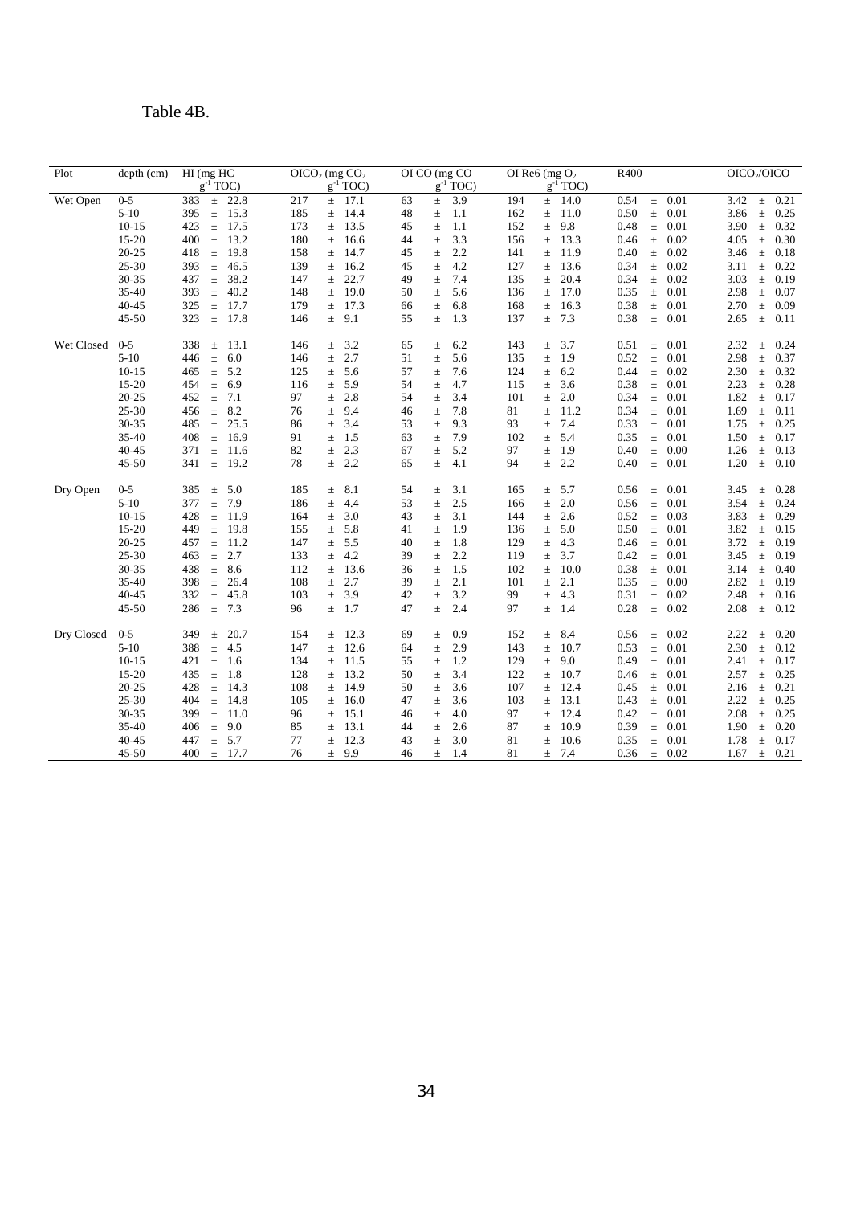Table 4B.

| Plot | depth (cm) | HI (mg HC $g^{-1}$ TOC) | $OICO_2$ (mg $CO_2$ $g^{-1}$ TOC) | OI CO (mg CO $g^{-1}$ TOC) | OI Re6 (mg $O_2$ $g^{-1}$ TOC) | R400 | $OICO_2$/OICO |
|---|---|---|---|---|---|---|---|
| Wet Open | 0-5 | 383 ± 22.8 | 217 ± 17.1 | 63 ± 3.9 | 194 ± 14.0 | 0.54 ± 0.01 | 3.42 ± 0.21 |
| | 5-10 | 395 ± 15.3 | 185 ± 14.4 | 48 ± 1.1 | 162 ± 11.0 | 0.50 ± 0.01 | 3.86 ± 0.25 |
| | 10-15 | 423 ± 17.5 | 173 ± 13.5 | 45 ± 1.1 | 152 ± 9.8 | 0.48 ± 0.01 | 3.90 ± 0.32 |
| | 15-20 | 400 ± 13.2 | 180 ± 16.6 | 44 ± 3.3 | 156 ± 13.3 | 0.46 ± 0.02 | 4.05 ± 0.30 |
| | 20-25 | 418 ± 19.8 | 158 ± 14.7 | 45 ± 2.2 | 141 ± 11.9 | 0.40 ± 0.02 | 3.46 ± 0.18 |
| | 25-30 | 393 ± 46.5 | 139 ± 16.2 | 45 ± 4.2 | 127 ± 13.6 | 0.34 ± 0.02 | 3.11 ± 0.22 |
| | 30-35 | 437 ± 38.2 | 147 ± 22.7 | 49 ± 7.4 | 135 ± 20.4 | 0.34 ± 0.02 | 3.03 ± 0.19 |
| | 35-40 | 393 ± 40.2 | 148 ± 19.0 | 50 ± 5.6 | 136 ± 17.0 | 0.35 ± 0.01 | 2.98 ± 0.07 |
| | 40-45 | 325 ± 17.7 | 179 ± 17.3 | 66 ± 6.8 | 168 ± 16.3 | 0.38 ± 0.01 | 2.70 ± 0.09 |
| | 45-50 | 323 ± 17.8 | 146 ± 9.1 | 55 ± 1.3 | 137 ± 7.3 | 0.38 ± 0.01 | 2.65 ± 0.11 |
| Wet Closed | 0-5 | 338 ± 13.1 | 146 ± 3.2 | 65 ± 6.2 | 143 ± 3.7 | 0.51 ± 0.01 | 2.32 ± 0.24 |
| | 5-10 | 446 ± 6.0 | 146 ± 2.7 | 51 ± 5.6 | 135 ± 1.9 | 0.52 ± 0.01 | 2.98 ± 0.37 |
| | 10-15 | 465 ± 5.2 | 125 ± 5.6 | 57 ± 7.6 | 124 ± 6.2 | 0.44 ± 0.02 | 2.30 ± 0.32 |
| | 15-20 | 454 ± 6.9 | 116 ± 5.9 | 54 ± 4.7 | 115 ± 3.6 | 0.38 ± 0.01 | 2.23 ± 0.28 |
| | 20-25 | 452 ± 7.1 | 97 ± 2.8 | 54 ± 3.4 | 101 ± 2.0 | 0.34 ± 0.01 | 1.82 ± 0.17 |
| | 25-30 | 456 ± 8.2 | 76 ± 9.4 | 46 ± 7.8 | 81 ± 11.2 | 0.34 ± 0.01 | 1.69 ± 0.11 |
| | 30-35 | 485 ± 25.5 | 86 ± 3.4 | 53 ± 9.3 | 93 ± 7.4 | 0.33 ± 0.01 | 1.75 ± 0.25 |
| | 35-40 | 408 ± 16.9 | 91 ± 1.5 | 63 ± 7.9 | 102 ± 5.4 | 0.35 ± 0.01 | 1.50 ± 0.17 |
| | 40-45 | 371 ± 11.6 | 82 ± 2.3 | 67 ± 5.2 | 97 ± 1.9 | 0.40 ± 0.00 | 1.26 ± 0.13 |
| | 45-50 | 341 ± 19.2 | 78 ± 2.2 | 65 ± 4.1 | 94 ± 2.2 | 0.40 ± 0.01 | 1.20 ± 0.10 |
| Dry Open | 0-5 | 385 ± 5.0 | 185 ± 8.1 | 54 ± 3.1 | 165 ± 5.7 | 0.56 ± 0.01 | 3.45 ± 0.28 |
| | 5-10 | 377 ± 7.9 | 186 ± 4.4 | 53 ± 2.5 | 166 ± 2.0 | 0.56 ± 0.01 | 3.54 ± 0.24 |
| | 10-15 | 428 ± 11.9 | 164 ± 3.0 | 43 ± 3.1 | 144 ± 2.6 | 0.52 ± 0.03 | 3.83 ± 0.29 |
| | 15-20 | 449 ± 19.8 | 155 ± 5.8 | 41 ± 1.9 | 136 ± 5.0 | 0.50 ± 0.01 | 3.82 ± 0.15 |
| | 20-25 | 457 ± 11.2 | 147 ± 5.5 | 40 ± 1.8 | 129 ± 4.3 | 0.46 ± 0.01 | 3.72 ± 0.19 |
| | 25-30 | 463 ± 2.7 | 133 ± 4.2 | 39 ± 2.2 | 119 ± 3.7 | 0.42 ± 0.01 | 3.45 ± 0.19 |
| | 30-35 | 438 ± 8.6 | 112 ± 13.6 | 36 ± 1.5 | 102 ± 10.0 | 0.38 ± 0.01 | 3.14 ± 0.40 |
| | 35-40 | 398 ± 26.4 | 108 ± 2.7 | 39 ± 2.1 | 101 ± 2.1 | 0.35 ± 0.00 | 2.82 ± 0.19 |
| | 40-45 | 332 ± 45.8 | 103 ± 3.9 | 42 ± 3.2 | 99 ± 4.3 | 0.31 ± 0.02 | 2.48 ± 0.16 |
| | 45-50 | 286 ± 7.3 | 96 ± 1.7 | 47 ± 2.4 | 97 ± 1.4 | 0.28 ± 0.02 | 2.08 ± 0.12 |
| Dry Closed | 0-5 | 349 ± 20.7 | 154 ± 12.3 | 69 ± 0.9 | 152 ± 8.4 | 0.56 ± 0.02 | 2.22 ± 0.20 |
| | 5-10 | 388 ± 4.5 | 147 ± 12.6 | 64 ± 2.9 | 143 ± 10.7 | 0.53 ± 0.01 | 2.30 ± 0.12 |
| | 10-15 | 421 ± 1.6 | 134 ± 11.5 | 55 ± 1.2 | 129 ± 9.0 | 0.49 ± 0.01 | 2.41 ± 0.17 |
| | 15-20 | 435 ± 1.8 | 128 ± 13.2 | 50 ± 3.4 | 122 ± 10.7 | 0.46 ± 0.01 | 2.57 ± 0.25 |
| | 20-25 | 428 ± 14.3 | 108 ± 14.9 | 50 ± 3.6 | 107 ± 12.4 | 0.45 ± 0.01 | 2.16 ± 0.21 |
| | 25-30 | 404 ± 14.8 | 105 ± 16.0 | 47 ± 3.6 | 103 ± 13.1 | 0.43 ± 0.01 | 2.22 ± 0.25 |
| | 30-35 | 399 ± 11.0 | 96 ± 15.1 | 46 ± 4.0 | 97 ± 12.4 | 0.42 ± 0.01 | 2.08 ± 0.25 |
| | 35-40 | 406 ± 9.0 | 85 ± 13.1 | 44 ± 2.6 | 87 ± 10.9 | 0.39 ± 0.01 | 1.90 ± 0.20 |
| | 40-45 | 447 ± 5.7 | 77 ± 12.3 | 43 ± 3.0 | 81 ± 10.6 | 0.35 ± 0.01 | 1.78 ± 0.17 |
| | 45-50 | 400 ± 17.7 | 76 ± 9.9 | 46 ± 1.4 | 81 ± 7.4 | 0.36 ± 0.02 | 1.67 ± 0.21 |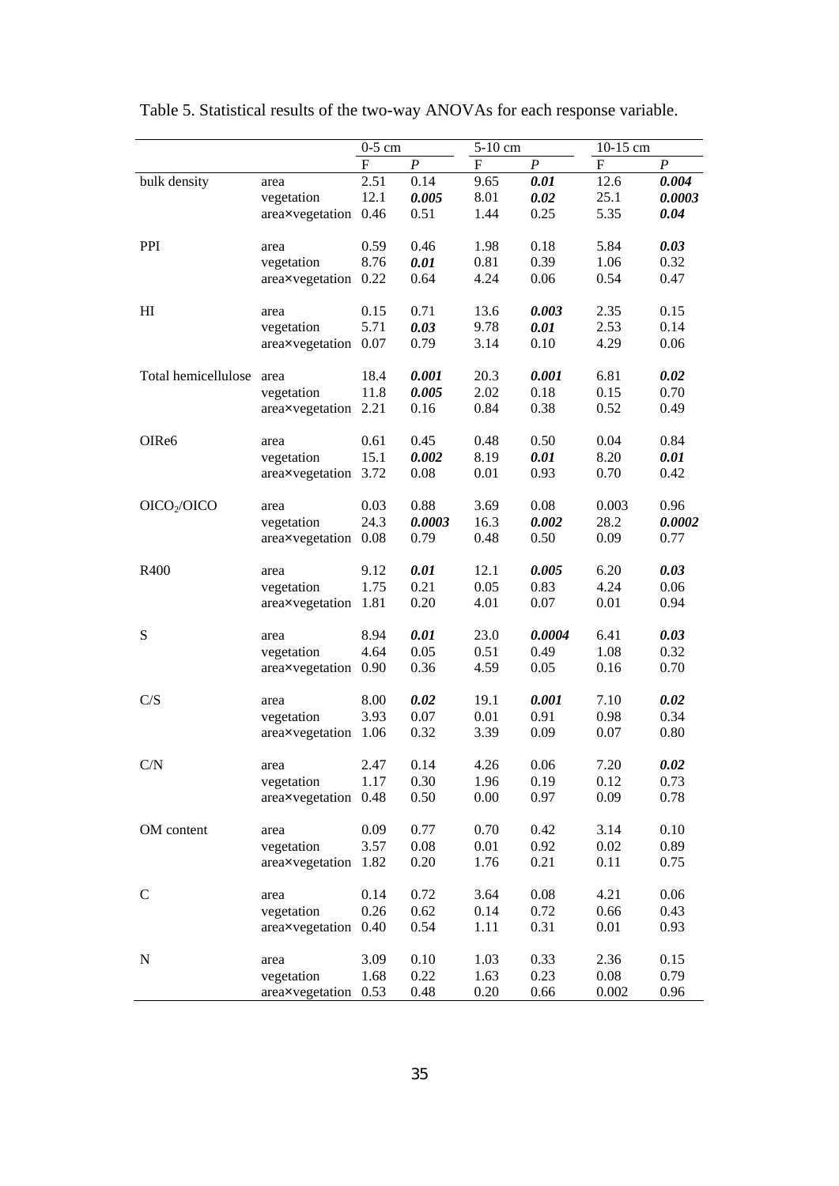Table 5. Statistical results of the two-way ANOVAs for each response variable.

| | | 0-5 cm | | 5-10 cm | | 10-15 cm | |
|---|---|---|---|---|---|---|---|
| | | F | *P* | F | *P* | F | *P* |
| bulk density | area | 2.51 | 0.14 | 9.65 | ***0.01*** | 12.6 | ***0.004*** |
| | vegetation | 12.1 | ***0.005*** | 8.01 | ***0.02*** | 25.1 | ***0.0003*** |
| | area×vegetation | 0.46 | 0.51 | 1.44 | 0.25 | 5.35 | ***0.04*** |
| PPI | area | 0.59 | 0.46 | 1.98 | 0.18 | 5.84 | ***0.03*** |
| | vegetation | 8.76 | ***0.01*** | 0.81 | 0.39 | 1.06 | 0.32 |
| | area×vegetation | 0.22 | 0.64 | 4.24 | 0.06 | 0.54 | 0.47 |
| HI | area | 0.15 | 0.71 | 13.6 | ***0.003*** | 2.35 | 0.15 |
| | vegetation | 5.71 | ***0.03*** | 9.78 | ***0.01*** | 2.53 | 0.14 |
| | area×vegetation | 0.07 | 0.79 | 3.14 | 0.10 | 4.29 | 0.06 |
| Total hemicellulose | area | 18.4 | ***0.001*** | 20.3 | ***0.001*** | 6.81 | ***0.02*** |
| | vegetation | 11.8 | ***0.005*** | 2.02 | 0.18 | 0.15 | 0.70 |
| | area×vegetation | 2.21 | 0.16 | 0.84 | 0.38 | 0.52 | 0.49 |
| OIRe6 | area | 0.61 | 0.45 | 0.48 | 0.50 | 0.04 | 0.84 |
| | vegetation | 15.1 | ***0.002*** | 8.19 | ***0.01*** | 8.20 | ***0.01*** |
| | area×vegetation | 3.72 | 0.08 | 0.01 | 0.93 | 0.70 | 0.42 |
| $OICO_2$/OICO | area | 0.03 | 0.88 | 3.69 | 0.08 | 0.003 | 0.96 |
| | vegetation | 24.3 | ***0.0003*** | 16.3 | ***0.002*** | 28.2 | ***0.0002*** |
| | area×vegetation | 0.08 | 0.79 | 0.48 | 0.50 | 0.09 | 0.77 |
| R400 | area | 9.12 | ***0.01*** | 12.1 | ***0.005*** | 6.20 | ***0.03*** |
| | vegetation | 1.75 | 0.21 | 0.05 | 0.83 | 4.24 | 0.06 |
| | area×vegetation | 1.81 | 0.20 | 4.01 | 0.07 | 0.01 | 0.94 |
| S | area | 8.94 | ***0.01*** | 23.0 | ***0.0004*** | 6.41 | ***0.03*** |
| | vegetation | 4.64 | 0.05 | 0.51 | 0.49 | 1.08 | 0.32 |
| | area×vegetation | 0.90 | 0.36 | 4.59 | 0.05 | 0.16 | 0.70 |
| C/S | area | 8.00 | ***0.02*** | 19.1 | ***0.001*** | 7.10 | ***0.02*** |
| | vegetation | 3.93 | 0.07 | 0.01 | 0.91 | 0.98 | 0.34 |
| | area×vegetation | 1.06 | 0.32 | 3.39 | 0.09 | 0.07 | 0.80 |
| C/N | area | 2.47 | 0.14 | 4.26 | 0.06 | 7.20 | ***0.02*** |
| | vegetation | 1.17 | 0.30 | 1.96 | 0.19 | 0.12 | 0.73 |
| | area×vegetation | 0.48 | 0.50 | 0.00 | 0.97 | 0.09 | 0.78 |
| OM content | area | 0.09 | 0.77 | 0.70 | 0.42 | 3.14 | 0.10 |
| | vegetation | 3.57 | 0.08 | 0.01 | 0.92 | 0.02 | 0.89 |
| | area×vegetation | 1.82 | 0.20 | 1.76 | 0.21 | 0.11 | 0.75 |
| C | area | 0.14 | 0.72 | 3.64 | 0.08 | 4.21 | 0.06 |
| | vegetation | 0.26 | 0.62 | 0.14 | 0.72 | 0.66 | 0.43 |
| | area×vegetation | 0.40 | 0.54 | 1.11 | 0.31 | 0.01 | 0.93 |
| N | area | 3.09 | 0.10 | 1.03 | 0.33 | 2.36 | 0.15 |
| | vegetation | 1.68 | 0.22 | 1.63 | 0.23 | 0.08 | 0.79 |
| | area×vegetation | 0.53 | 0.48 | 0.20 | 0.66 | 0.002 | 0.96 |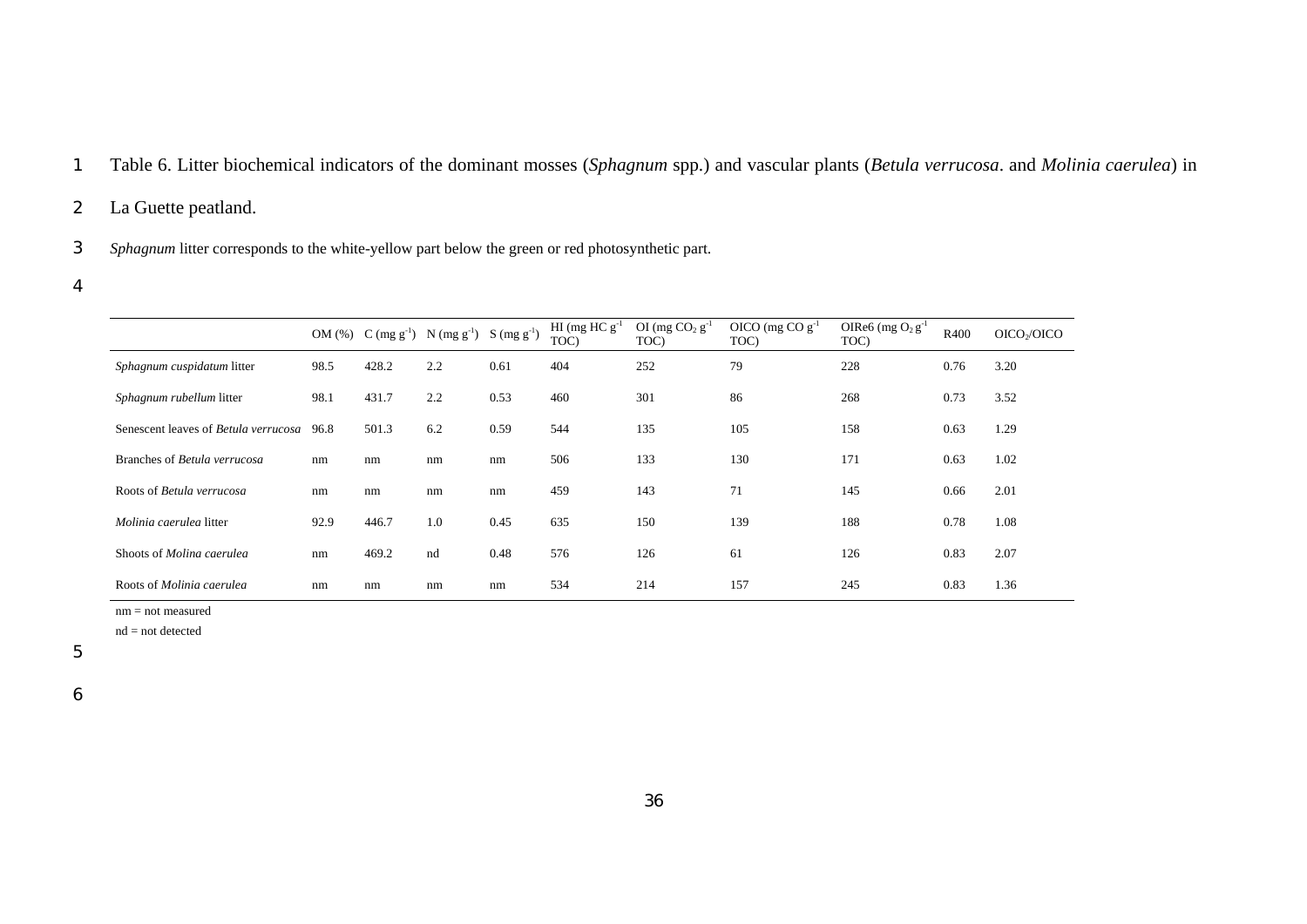Table 6. Litter biochemical indicators of the dominant mosses (*Sphagnum* spp.) and vascular plants (*Betula verrucosa*. and *Molinia caerulea*) in La Guette peatland.

*Sphagnum* litter corresponds to the white-yellow part below the green or red photosynthetic part.

| | OM (%) | C (mg $g^{-1}$) | N (mg $g^{-1}$) | S (mg $g^{-1}$) | HI (mg HC $g^{-1}$ TOC) | OI (mg $CO_2$ $g^{-1}$ TOC) | OICO (mg CO $g^{-1}$ TOC) | OIRe6 (mg $O_2$ $g^{-1}$ TOC) | R400 | $OICO_2$/OICO |
|---|---|---|---|---|---|---|---|---|---|---|
| *Sphagnum cuspidatum* litter | 98.5 | 428.2 | 2.2 | 0.61 | 404 | 252 | 79 | 228 | 0.76 | 3.20 |
| *Sphagnum rubellum* litter | 98.1 | 431.7 | 2.2 | 0.53 | 460 | 301 | 86 | 268 | 0.73 | 3.52 |
| Senescent leaves of *Betula verrucosa* | 96.8 | 501.3 | 6.2 | 0.59 | 544 | 135 | 105 | 158 | 0.63 | 1.29 |
| Branches of *Betula verrucosa* | nm | nm | nm | nm | 506 | 133 | 130 | 171 | 0.63 | 1.02 |
| Roots of *Betula verrucosa* | nm | nm | nm | nm | 459 | 143 | 71 | 145 | 0.66 | 2.01 |
| *Molinia caerulea* litter | 92.9 | 446.7 | 1.0 | 0.45 | 635 | 150 | 139 | 188 | 0.78 | 1.08 |
| Shoots of *Molina caerulea* | nm | 469.2 | nd | 0.48 | 576 | 126 | 61 | 126 | 0.83 | 2.07 |
| Roots of *Molinia caerulea* | nm | nm | nm | nm | 534 | 214 | 157 | 245 | 0.83 | 1.36 |

nm = not measured

nd = not detected